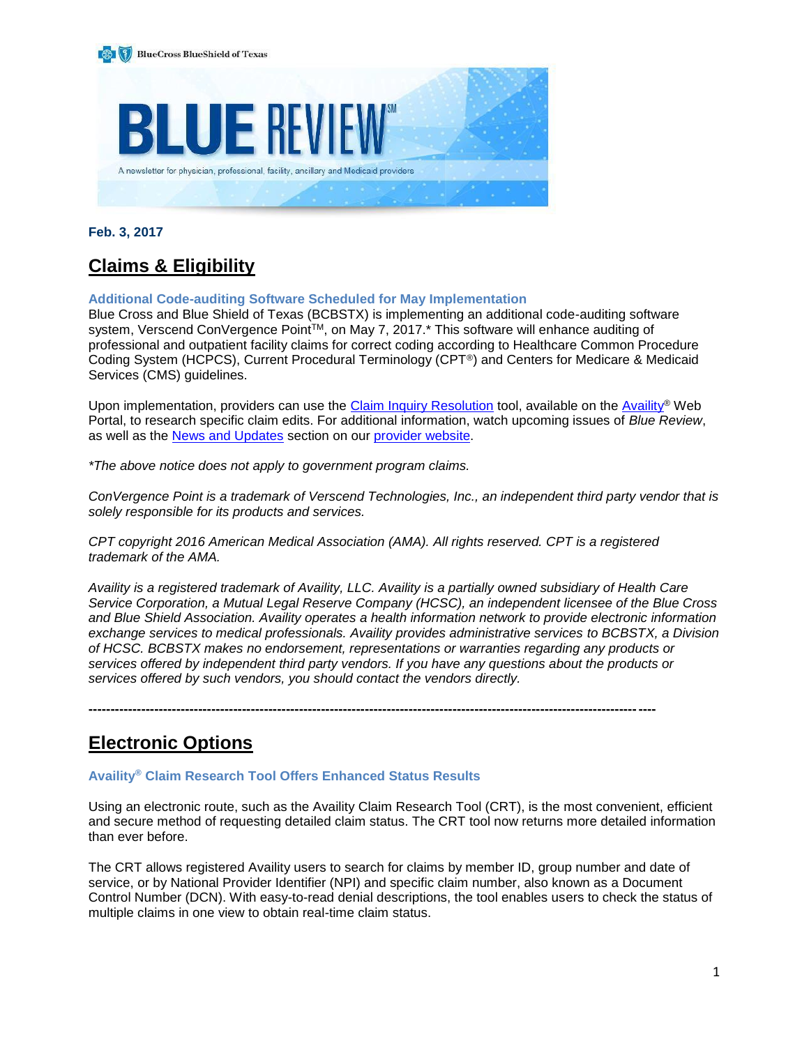BlueCross BlueShield of Texas

# BLUE REVIEW℠

A newsletter for physician, professional, facility, ancillary and Medicaid providers

**Feb. 3, 2017**

## Claims & Eligibility

### Additional Code-auditing Software Scheduled for May Implementation

Blue Cross and Blue Shield of Texas (BCBSTX) is implementing an additional code-auditing software system, Verscend ConVergence Point™, on May 7, 2017.* This software will enhance auditing of professional and outpatient facility claims for correct coding according to Healthcare Common Procedure Coding System (HCPCS), Current Procedural Terminology (CPT®) and Centers for Medicare & Medicaid Services (CMS) guidelines.

Upon implementation, providers can use the Claim Inquiry Resolution tool, available on the Availity® Web Portal, to research specific claim edits. For additional information, watch upcoming issues of *Blue Review*, as well as the News and Updates section on our provider website.

*\*The above notice does not apply to government program claims.*

*ConVergence Point is a trademark of Verscend Technologies, Inc., an independent third party vendor that is solely responsible for its products and services.*

*CPT copyright 2016 American Medical Association (AMA). All rights reserved. CPT is a registered trademark of the AMA.*

*Availity is a registered trademark of Availity, LLC. Availity is a partially owned subsidiary of Health Care Service Corporation, a Mutual Legal Reserve Company (HCSC), an independent licensee of the Blue Cross and Blue Shield Association. Availity operates a health information network to provide electronic information exchange services to medical professionals. Availity provides administrative services to BCBSTX, a Division of HCSC. BCBSTX makes no endorsement, representations or warranties regarding any products or services offered by independent third party vendors. If you have any questions about the products or services offered by such vendors, you should contact the vendors directly.*

---

## Electronic Options

### Availity® Claim Research Tool Offers Enhanced Status Results

Using an electronic route, such as the Availity Claim Research Tool (CRT), is the most convenient, efficient and secure method of requesting detailed claim status. The CRT tool now returns more detailed information than ever before.

The CRT allows registered Availity users to search for claims by member ID, group number and date of service, or by National Provider Identifier (NPI) and specific claim number, also known as a Document Control Number (DCN). With easy-to-read denial descriptions, the tool enables users to check the status of multiple claims in one view to obtain real-time claim status.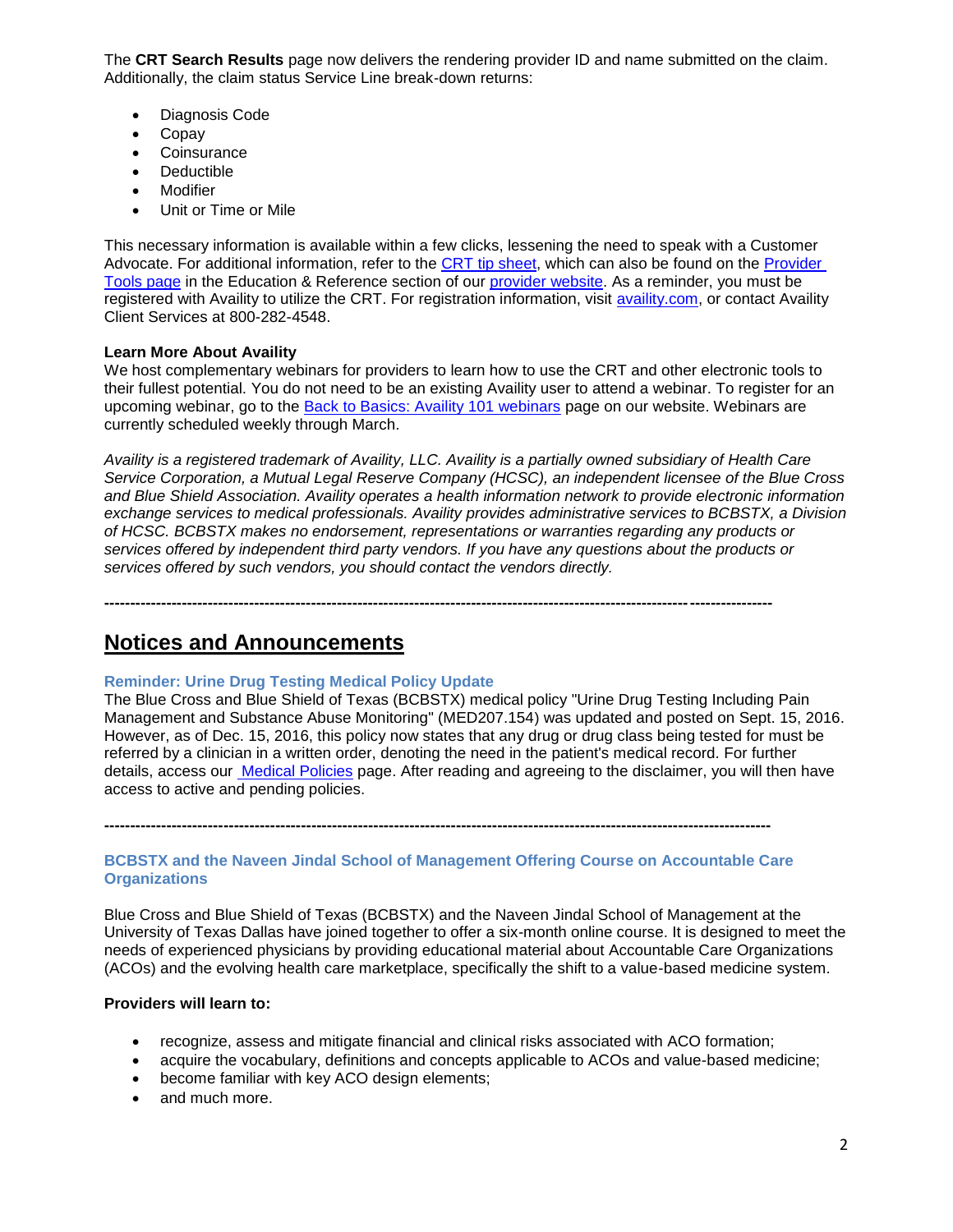The **CRT Search Results** page now delivers the rendering provider ID and name submitted on the claim. Additionally, the claim status Service Line break-down returns:

- Diagnosis Code
- Copay
- Coinsurance
- Deductible
- Modifier
- Unit or Time or Mile

This necessary information is available within a few clicks, lessening the need to speak with a Customer Advocate. For additional information, refer to the CRT tip sheet, which can also be found on the Provider Tools page in the Education & Reference section of our provider website. As a reminder, you must be registered with Availity to utilize the CRT. For registration information, visit availity.com, or contact Availity Client Services at 800-282-4548.

**Learn More About Availity**
We host complementary webinars for providers to learn how to use the CRT and other electronic tools to their fullest potential. You do not need to be an existing Availity user to attend a webinar. To register for an upcoming webinar, go to the Back to Basics: Availity 101 webinars page on our website. Webinars are currently scheduled weekly through March.

*Availity is a registered trademark of Availity, LLC. Availity is a partially owned subsidiary of Health Care Service Corporation, a Mutual Legal Reserve Company (HCSC), an independent licensee of the Blue Cross and Blue Shield Association. Availity operates a health information network to provide electronic information exchange services to medical professionals. Availity provides administrative services to BCBSTX, a Division of HCSC. BCBSTX makes no endorsement, representations or warranties regarding any products or services offered by independent third party vendors. If you have any questions about the products or services offered by such vendors, you should contact the vendors directly.*

---

## Notices and Announcements

### Reminder: Urine Drug Testing Medical Policy Update

The Blue Cross and Blue Shield of Texas (BCBSTX) medical policy "Urine Drug Testing Including Pain Management and Substance Abuse Monitoring" (MED207.154) was updated and posted on Sept. 15, 2016. However, as of Dec. 15, 2016, this policy now states that any drug or drug class being tested for must be referred by a clinician in a written order, denoting the need in the patient's medical record. For further details, access our Medical Policies page. After reading and agreeing to the disclaimer, you will then have access to active and pending policies.

---

### BCBSTX and the Naveen Jindal School of Management Offering Course on Accountable Care Organizations

Blue Cross and Blue Shield of Texas (BCBSTX) and the Naveen Jindal School of Management at the University of Texas Dallas have joined together to offer a six-month online course. It is designed to meet the needs of experienced physicians by providing educational material about Accountable Care Organizations (ACOs) and the evolving health care marketplace, specifically the shift to a value-based medicine system.

**Providers will learn to:**

- recognize, assess and mitigate financial and clinical risks associated with ACO formation;
- acquire the vocabulary, definitions and concepts applicable to ACOs and value-based medicine;
- become familiar with key ACO design elements;
- and much more.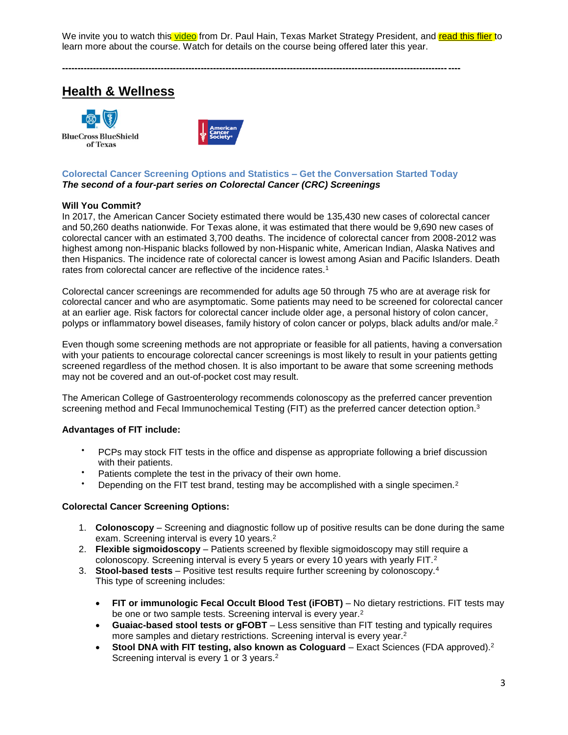We invite you to watch this video from Dr. Paul Hain, Texas Market Strategy President, and read this flier to learn more about the course. Watch for details on the course being offered later this year.

---

## Health & Wellness

**Colorectal Cancer Screening Options and Statistics – Get the Conversation Started Today**
***The second of a four-part series on Colorectal Cancer (CRC) Screenings***

**Will You Commit?**
In 2017, the American Cancer Society estimated there would be 135,430 new cases of colorectal cancer and 50,260 deaths nationwide. For Texas alone, it was estimated that there would be 9,690 new cases of colorectal cancer with an estimated 3,700 deaths. The incidence of colorectal cancer from 2008-2012 was highest among non-Hispanic blacks followed by non-Hispanic white, American Indian, Alaska Natives and then Hispanics. The incidence rate of colorectal cancer is lowest among Asian and Pacific Islanders. Death rates from colorectal cancer are reflective of the incidence rates.[1]

Colorectal cancer screenings are recommended for adults age 50 through 75 who are at average risk for colorectal cancer and who are asymptomatic. Some patients may need to be screened for colorectal cancer at an earlier age. Risk factors for colorectal cancer include older age, a personal history of colon cancer, polyps or inflammatory bowel diseases, family history of colon cancer or polyps, black adults and/or male.[2]

Even though some screening methods are not appropriate or feasible for all patients, having a conversation with your patients to encourage colorectal cancer screenings is most likely to result in your patients getting screened regardless of the method chosen. It is also important to be aware that some screening methods may not be covered and an out-of-pocket cost may result.

The American College of Gastroenterology recommends colonoscopy as the preferred cancer prevention screening method and Fecal Immunochemical Testing (FIT) as the preferred cancer detection option.[3]

**Advantages of FIT include:**

- PCPs may stock FIT tests in the office and dispense as appropriate following a brief discussion with their patients.
- Patients complete the test in the privacy of their own home.
- Depending on the FIT test brand, testing may be accomplished with a single specimen.[2]

**Colorectal Cancer Screening Options:**

1. **Colonoscopy** – Screening and diagnostic follow up of positive results can be done during the same exam. Screening interval is every 10 years.[2]
2. **Flexible sigmoidoscopy** – Patients screened by flexible sigmoidoscopy may still require a colonoscopy. Screening interval is every 5 years or every 10 years with yearly FIT.[2]
3. **Stool-based tests** – Positive test results require further screening by colonoscopy.[4] This type of screening includes:
   - **FIT or immunologic Fecal Occult Blood Test (iFOBT)** – No dietary restrictions. FIT tests may be one or two sample tests. Screening interval is every year.[2]
   - **Guaiac-based stool tests or gFOBT** – Less sensitive than FIT testing and typically requires more samples and dietary restrictions. Screening interval is every year.[2]
   - **Stool DNA with FIT testing, also known as Cologuard** – Exact Sciences (FDA approved).[2] Screening interval is every 1 or 3 years.[2]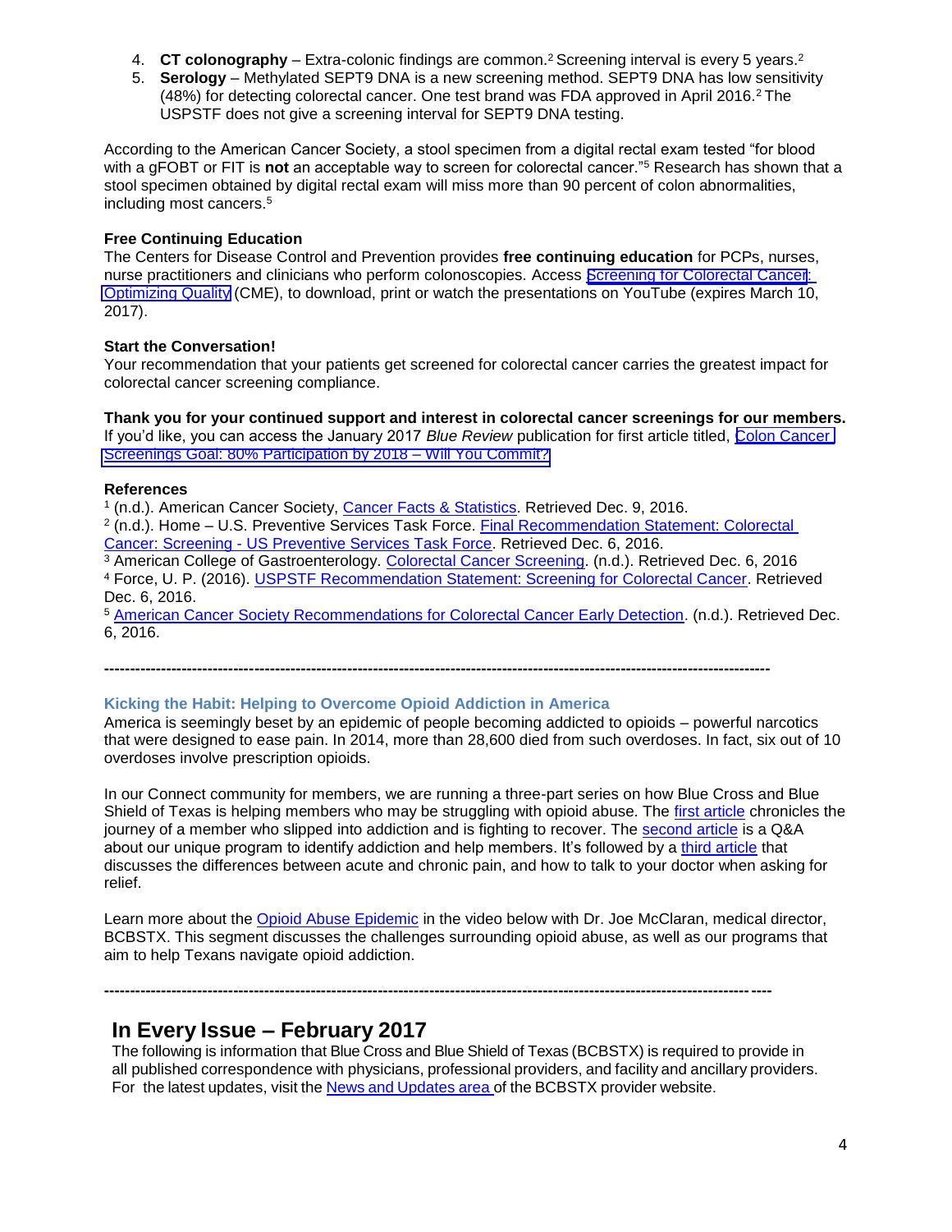4. **CT colonography** – Extra-colonic findings are common.[2] Screening interval is every 5 years.[2]
5. **Serology** – Methylated SEPT9 DNA is a new screening method. SEPT9 DNA has low sensitivity (48%) for detecting colorectal cancer. One test brand was FDA approved in April 2016.[2] The USPSTF does not give a screening interval for SEPT9 DNA testing.

According to the American Cancer Society, a stool specimen from a digital rectal exam tested "for blood with a gFOBT or FIT is **not** an acceptable way to screen for colorectal cancer."[5] Research has shown that a stool specimen obtained by digital rectal exam will miss more than 90 percent of colon abnormalities, including most cancers.[5]

**Free Continuing Education**

The Centers for Disease Control and Prevention provides **free continuing education** for PCPs, nurses, nurse practitioners and clinicians who perform colonoscopies. Access Screening for Colorectal Cancer: Optimizing Quality (CME), to download, print or watch the presentations on YouTube (expires March 10, 2017).

**Start the Conversation!**

Your recommendation that your patients get screened for colorectal cancer carries the greatest impact for colorectal cancer screening compliance.

**Thank you for your continued support and interest in colorectal cancer screenings for our members.** If you'd like, you can access the January 2017 *Blue Review* publication for first article titled, Colon Cancer Screenings Goal: 80% Participation by 2018 – Will You Commit?

**References**

[1] (n.d.). American Cancer Society, Cancer Facts & Statistics. Retrieved Dec. 9, 2016.
[2] (n.d.). Home – U.S. Preventive Services Task Force. Final Recommendation Statement: Colorectal Cancer: Screening - US Preventive Services Task Force. Retrieved Dec. 6, 2016.
[3] American College of Gastroenterology. Colorectal Cancer Screening. (n.d.). Retrieved Dec. 6, 2016
[4] Force, U. P. (2016). USPSTF Recommendation Statement: Screening for Colorectal Cancer. Retrieved Dec. 6, 2016.
[5] American Cancer Society Recommendations for Colorectal Cancer Early Detection. (n.d.). Retrieved Dec. 6, 2016.

---

### Kicking the Habit: Helping to Overcome Opioid Addiction in America

America is seemingly beset by an epidemic of people becoming addicted to opioids – powerful narcotics that were designed to ease pain. In 2014, more than 28,600 died from such overdoses. In fact, six out of 10 overdoses involve prescription opioids.

In our Connect community for members, we are running a three-part series on how Blue Cross and Blue Shield of Texas is helping members who may be struggling with opioid abuse. The first article chronicles the journey of a member who slipped into addiction and is fighting to recover. The second article is a Q&A about our unique program to identify addiction and help members. It's followed by a third article that discusses the differences between acute and chronic pain, and how to talk to your doctor when asking for relief.

Learn more about the Opioid Abuse Epidemic in the video below with Dr. Joe McClaran, medical director, BCBSTX. This segment discusses the challenges surrounding opioid abuse, as well as our programs that aim to help Texans navigate opioid addiction.

---

## In Every Issue – February 2017

The following is information that Blue Cross and Blue Shield of Texas (BCBSTX) is required to provide in all published correspondence with physicians, professional providers, and facility and ancillary providers. For the latest updates, visit the News and Updates area of the BCBSTX provider website.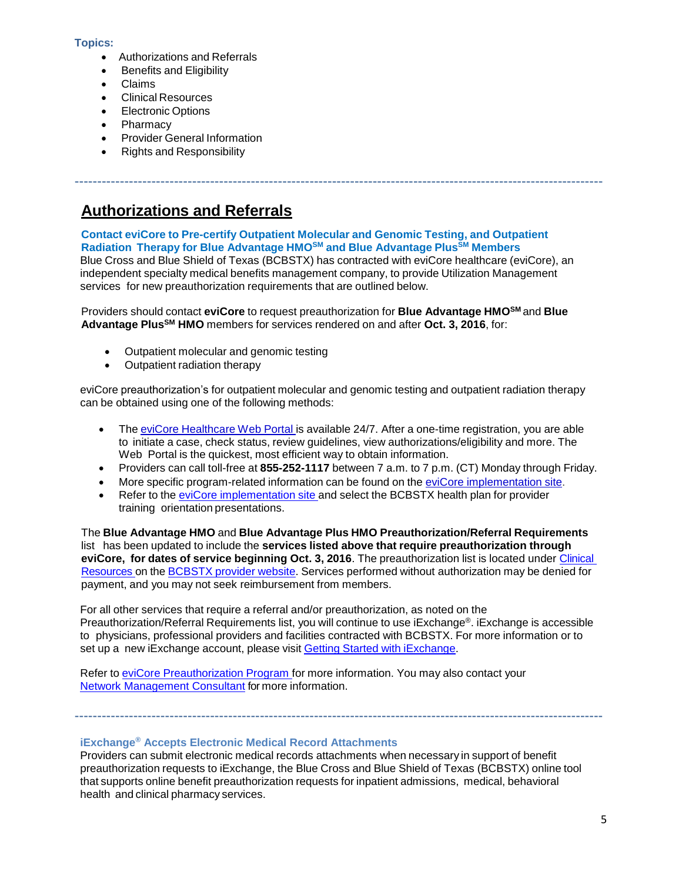**Topics:**

- Authorizations and Referrals
- Benefits and Eligibility
- Claims
- Clinical Resources
- Electronic Options
- Pharmacy
- Provider General Information
- Rights and Responsibility

---

## Authorizations and Referrals

### Contact eviCore to Pre-certify Outpatient Molecular and Genomic Testing, and Outpatient Radiation Therapy for Blue Advantage HMO℠ and Blue Advantage Plus℠ Members

Blue Cross and Blue Shield of Texas (BCBSTX) has contracted with eviCore healthcare (eviCore), an independent specialty medical benefits management company, to provide Utilization Management services for new preauthorization requirements that are outlined below.

Providers should contact **eviCore** to request preauthorization for **Blue Advantage HMO℠** and **Blue Advantage Plus℠ HMO** members for services rendered on and after **Oct. 3, 2016**, for:

- Outpatient molecular and genomic testing
- Outpatient radiation therapy

eviCore preauthorization's for outpatient molecular and genomic testing and outpatient radiation therapy can be obtained using one of the following methods:

- The eviCore Healthcare Web Portal is available 24/7. After a one-time registration, you are able to initiate a case, check status, review guidelines, view authorizations/eligibility and more. The Web Portal is the quickest, most efficient way to obtain information.
- Providers can call toll-free at **855-252-1117** between 7 a.m. to 7 p.m. (CT) Monday through Friday.
- More specific program-related information can be found on the eviCore implementation site.
- Refer to the eviCore implementation site and select the BCBSTX health plan for provider training orientation presentations.

The **Blue Advantage HMO** and **Blue Advantage Plus HMO Preauthorization/Referral Requirements** list has been updated to include the **services listed above that require preauthorization through eviCore, for dates of service beginning Oct. 3, 2016**. The preauthorization list is located under Clinical Resources on the BCBSTX provider website. Services performed without authorization may be denied for payment, and you may not seek reimbursement from members.

For all other services that require a referral and/or preauthorization, as noted on the Preauthorization/Referral Requirements list, you will continue to use iExchange®. iExchange is accessible to physicians, professional providers and facilities contracted with BCBSTX. For more information or to set up a new iExchange account, please visit Getting Started with iExchange.

Refer to eviCore Preauthorization Program for more information. You may also contact your Network Management Consultant for more information.

---

### iExchange® Accepts Electronic Medical Record Attachments

Providers can submit electronic medical records attachments when necessary in support of benefit preauthorization requests to iExchange, the Blue Cross and Blue Shield of Texas (BCBSTX) online tool that supports online benefit preauthorization requests for inpatient admissions, medical, behavioral health and clinical pharmacy services.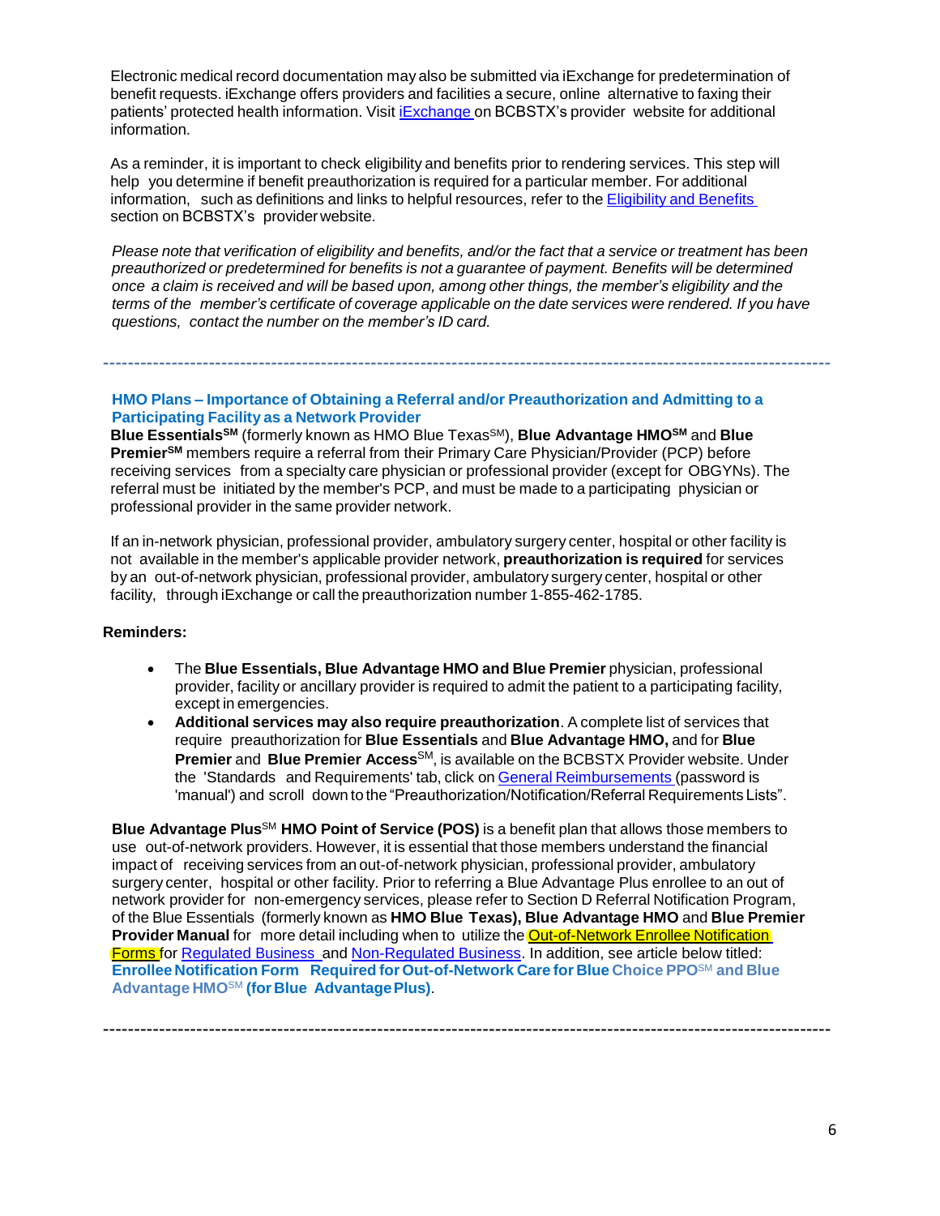Electronic medical record documentation may also be submitted via iExchange for predetermination of benefit requests. iExchange offers providers and facilities a secure, online alternative to faxing their patients' protected health information. Visit [iExchange](#) on BCBSTX's provider website for additional information.

As a reminder, it is important to check eligibility and benefits prior to rendering services. This step will help you determine if benefit preauthorization is required for a particular member. For additional information, such as definitions and links to helpful resources, refer to the [Eligibility and Benefits](#) section on BCBSTX's provider website.

*Please note that verification of eligibility and benefits, and/or the fact that a service or treatment has been preauthorized or predetermined for benefits is not a guarantee of payment. Benefits will be determined once a claim is received and will be based upon, among other things, the member's eligibility and the terms of the member's certificate of coverage applicable on the date services were rendered. If you have questions, contact the number on the member's ID card.*

---

### HMO Plans – Importance of Obtaining a Referral and/or Preauthorization and Admitting to a Participating Facility as a Network Provider

**Blue Essentials**SM (formerly known as HMO Blue Texas SM), **Blue Advantage HMO**SM and **Blue Premier**SM members require a referral from their Primary Care Physician/Provider (PCP) before receiving services from a specialty care physician or professional provider (except for OBGYNs). The referral must be initiated by the member's PCP, and must be made to a participating physician or professional provider in the same provider network.

If an in-network physician, professional provider, ambulatory surgery center, hospital or other facility is not available in the member's applicable provider network, **preauthorization is required** for services by an out-of-network physician, professional provider, ambulatory surgery center, hospital or other facility, through iExchange or call the preauthorization number 1-855-462-1785.

**Reminders:**

- The **Blue Essentials, Blue Advantage HMO and Blue Premier** physician, professional provider, facility or ancillary provider is required to admit the patient to a participating facility, except in emergencies.
- **Additional services may also require preauthorization**. A complete list of services that require preauthorization for **Blue Essentials** and **Blue Advantage HMO,** and for **Blue Premier** and **Blue Premier Access**SM, is available on the BCBSTX Provider website. Under the 'Standards and Requirements' tab, click on [General Reimbursements](#) (password is 'manual') and scroll down to the "Preauthorization/Notification/Referral Requirements Lists".

**Blue Advantage Plus**SM **HMO Point of Service (POS)** is a benefit plan that allows those members to use out-of-network providers. However, it is essential that those members understand the financial impact of receiving services from an out-of-network physician, professional provider, ambulatory surgery center, hospital or other facility. Prior to referring a Blue Advantage Plus enrollee to an out of network provider for non-emergency services, please refer to Section D Referral Notification Program, of the Blue Essentials (formerly known as **HMO Blue Texas), Blue Advantage HMO** and **Blue Premier Provider Manual** for more detail including when to utilize the [Out-of-Network Enrollee Notification Forms](#) for [Regulated Business](#) and [Non-Regulated Business](#). In addition, see article below titled: **Enrollee Notification Form Required for Out-of-Network Care for Blue Choice PPO**SM **and Blue Advantage HMO**SM **(for Blue Advantage Plus)**.

---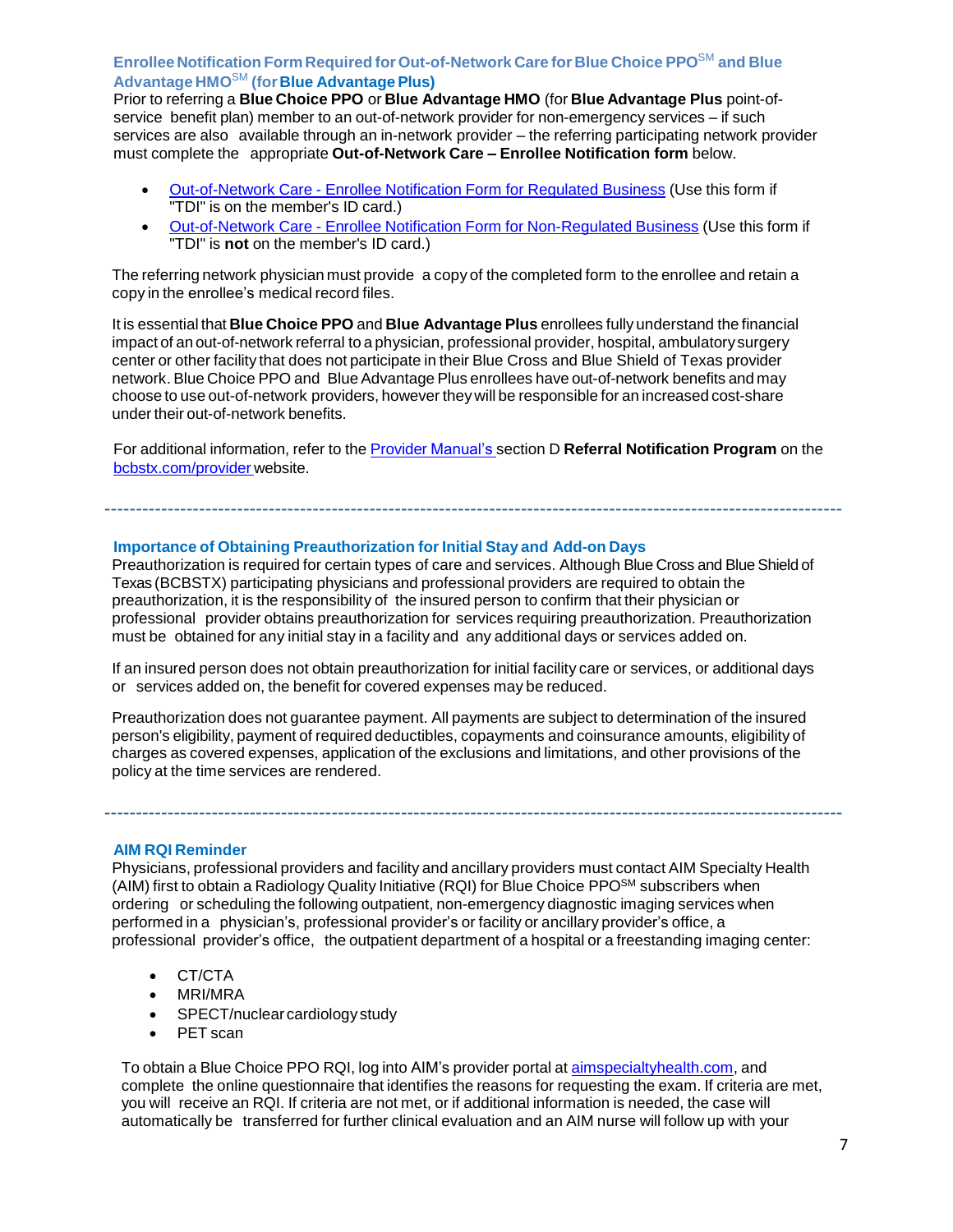### Enrollee Notification Form Required for Out-of-Network Care for Blue Choice PPO℠ and Blue Advantage HMO℠ (for Blue Advantage Plus)

Prior to referring a **Blue Choice PPO** or **Blue Advantage HMO** (for **Blue Advantage Plus** point-of-service benefit plan) member to an out-of-network provider for non-emergency services – if such services are also available through an in-network provider – the referring participating network provider must complete the appropriate **Out-of-Network Care – Enrollee Notification form** below.

- Out-of-Network Care - Enrollee Notification Form for Regulated Business (Use this form if "TDI" is on the member's ID card.)
- Out-of-Network Care - Enrollee Notification Form for Non-Regulated Business (Use this form if "TDI" is **not** on the member's ID card.)

The referring network physician must provide a copy of the completed form to the enrollee and retain a copy in the enrollee's medical record files.

It is essential that **Blue Choice PPO** and **Blue Advantage Plus** enrollees fully understand the financial impact of an out-of-network referral to a physician, professional provider, hospital, ambulatory surgery center or other facility that does not participate in their Blue Cross and Blue Shield of Texas provider network. Blue Choice PPO and Blue Advantage Plus enrollees have out-of-network benefits and may choose to use out-of-network providers, however they will be responsible for an increased cost-share under their out-of-network benefits.

For additional information, refer to the Provider Manual's section D **Referral Notification Program** on the bcbstx.com/provider website.

---

### Importance of Obtaining Preauthorization for Initial Stay and Add-on Days

Preauthorization is required for certain types of care and services. Although Blue Cross and Blue Shield of Texas (BCBSTX) participating physicians and professional providers are required to obtain the preauthorization, it is the responsibility of the insured person to confirm that their physician or professional provider obtains preauthorization for services requiring preauthorization. Preauthorization must be obtained for any initial stay in a facility and any additional days or services added on.

If an insured person does not obtain preauthorization for initial facility care or services, or additional days or services added on, the benefit for covered expenses may be reduced.

Preauthorization does not guarantee payment. All payments are subject to determination of the insured person's eligibility, payment of required deductibles, copayments and coinsurance amounts, eligibility of charges as covered expenses, application of the exclusions and limitations, and other provisions of the policy at the time services are rendered.

---

### AIM RQI Reminder

Physicians, professional providers and facility and ancillary providers must contact AIM Specialty Health (AIM) first to obtain a Radiology Quality Initiative (RQI) for Blue Choice PPO℠ subscribers when ordering or scheduling the following outpatient, non-emergency diagnostic imaging services when performed in a physician's, professional provider's or facility or ancillary provider's office, a professional provider's office, the outpatient department of a hospital or a freestanding imaging center:

- CT/CTA
- MRI/MRA
- SPECT/nuclear cardiology study
- PET scan

To obtain a Blue Choice PPO RQI, log into AIM's provider portal at aimspecialtyhealth.com, and complete the online questionnaire that identifies the reasons for requesting the exam. If criteria are met, you will receive an RQI. If criteria are not met, or if additional information is needed, the case will automatically be transferred for further clinical evaluation and an AIM nurse will follow up with your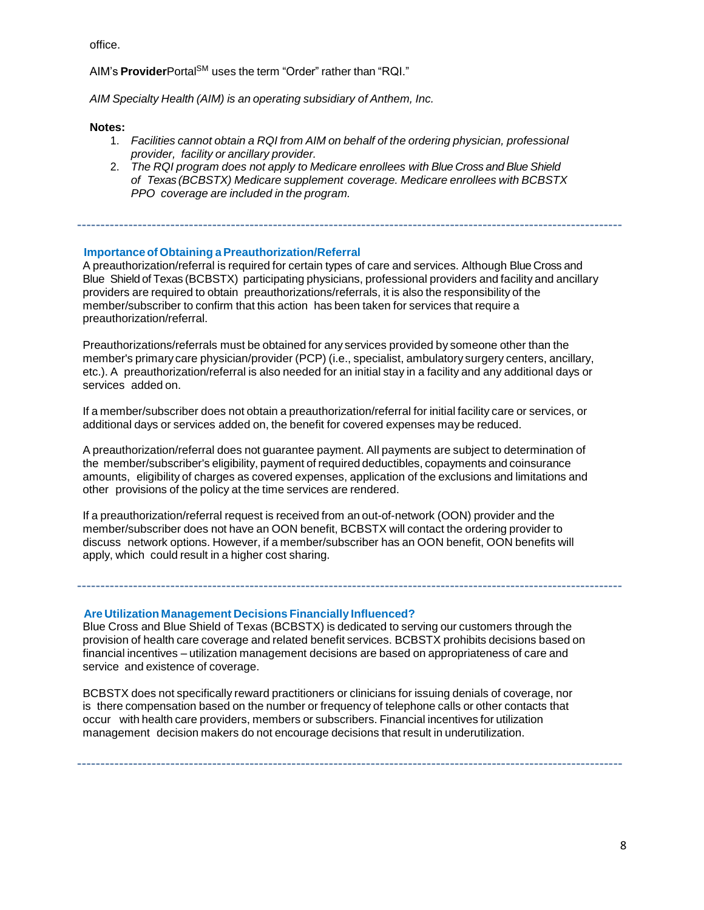office.

AIM's **Provider**Portal[SM] uses the term "Order" rather than "RQI."

*AIM Specialty Health (AIM) is an operating subsidiary of Anthem, Inc.*

**Notes:**

1. *Facilities cannot obtain a RQI from AIM on behalf of the ordering physician, professional provider, facility or ancillary provider.*
2. *The RQI program does not apply to Medicare enrollees with Blue Cross and Blue Shield of Texas (BCBSTX) Medicare supplement coverage. Medicare enrollees with BCBSTX PPO coverage are included in the program.*

---

### Importance of Obtaining a Preauthorization/Referral

A preauthorization/referral is required for certain types of care and services. Although Blue Cross and Blue Shield of Texas (BCBSTX) participating physicians, professional providers and facility and ancillary providers are required to obtain preauthorizations/referrals, it is also the responsibility of the member/subscriber to confirm that this action has been taken for services that require a preauthorization/referral.

Preauthorizations/referrals must be obtained for any services provided by someone other than the member's primary care physician/provider (PCP) (i.e., specialist, ambulatory surgery centers, ancillary, etc.). A preauthorization/referral is also needed for an initial stay in a facility and any additional days or services added on.

If a member/subscriber does not obtain a preauthorization/referral for initial facility care or services, or additional days or services added on, the benefit for covered expenses may be reduced.

A preauthorization/referral does not guarantee payment. All payments are subject to determination of the member/subscriber's eligibility, payment of required deductibles, copayments and coinsurance amounts, eligibility of charges as covered expenses, application of the exclusions and limitations and other provisions of the policy at the time services are rendered.

If a preauthorization/referral request is received from an out-of-network (OON) provider and the member/subscriber does not have an OON benefit, BCBSTX will contact the ordering provider to discuss network options. However, if a member/subscriber has an OON benefit, OON benefits will apply, which could result in a higher cost sharing.

---

### Are Utilization Management Decisions Financially Influenced?

Blue Cross and Blue Shield of Texas (BCBSTX) is dedicated to serving our customers through the provision of health care coverage and related benefit services. BCBSTX prohibits decisions based on financial incentives – utilization management decisions are based on appropriateness of care and service and existence of coverage.

BCBSTX does not specifically reward practitioners or clinicians for issuing denials of coverage, nor is there compensation based on the number or frequency of telephone calls or other contacts that occur with health care providers, members or subscribers. Financial incentives for utilization management decision makers do not encourage decisions that result in underutilization.

---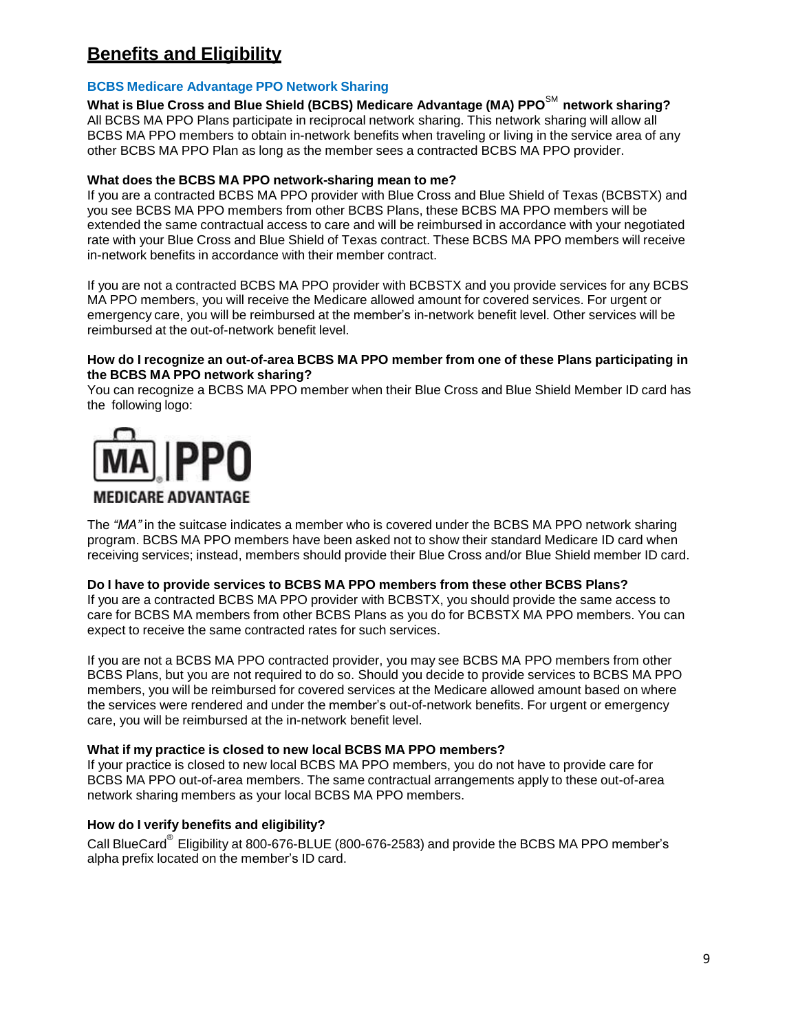## Benefits and Eligibility

### BCBS Medicare Advantage PPO Network Sharing

**What is Blue Cross and Blue Shield (BCBS) Medicare Advantage (MA) PPO℠ network sharing?**
All BCBS MA PPO Plans participate in reciprocal network sharing. This network sharing will allow all BCBS MA PPO members to obtain in-network benefits when traveling or living in the service area of any other BCBS MA PPO Plan as long as the member sees a contracted BCBS MA PPO provider.

**What does the BCBS MA PPO network-sharing mean to me?**
If you are a contracted BCBS MA PPO provider with Blue Cross and Blue Shield of Texas (BCBSTX) and you see BCBS MA PPO members from other BCBS Plans, these BCBS MA PPO members will be extended the same contractual access to care and will be reimbursed in accordance with your negotiated rate with your Blue Cross and Blue Shield of Texas contract. These BCBS MA PPO members will receive in-network benefits in accordance with their member contract.

If you are not a contracted BCBS MA PPO provider with BCBSTX and you provide services for any BCBS MA PPO members, you will receive the Medicare allowed amount for covered services. For urgent or emergency care, you will be reimbursed at the member's in-network benefit level. Other services will be reimbursed at the out-of-network benefit level.

**How do I recognize an out-of-area BCBS MA PPO member from one of these Plans participating in the BCBS MA PPO network sharing?**
You can recognize a BCBS MA PPO member when their Blue Cross and Blue Shield Member ID card has the following logo:

MA | PPO
MEDICARE ADVANTAGE

The *"MA"* in the suitcase indicates a member who is covered under the BCBS MA PPO network sharing program. BCBS MA PPO members have been asked not to show their standard Medicare ID card when receiving services; instead, members should provide their Blue Cross and/or Blue Shield member ID card.

**Do I have to provide services to BCBS MA PPO members from these other BCBS Plans?**
If you are a contracted BCBS MA PPO provider with BCBSTX, you should provide the same access to care for BCBS MA members from other BCBS Plans as you do for BCBSTX MA PPO members. You can expect to receive the same contracted rates for such services.

If you are not a BCBS MA PPO contracted provider, you may see BCBS MA PPO members from other BCBS Plans, but you are not required to do so. Should you decide to provide services to BCBS MA PPO members, you will be reimbursed for covered services at the Medicare allowed amount based on where the services were rendered and under the member's out-of-network benefits. For urgent or emergency care, you will be reimbursed at the in-network benefit level.

**What if my practice is closed to new local BCBS MA PPO members?**
If your practice is closed to new local BCBS MA PPO members, you do not have to provide care for BCBS MA PPO out-of-area members. The same contractual arrangements apply to these out-of-area network sharing members as your local BCBS MA PPO members.

**How do I verify benefits and eligibility?**
Call BlueCard® Eligibility at 800-676-BLUE (800-676-2583) and provide the BCBS MA PPO member's alpha prefix located on the member's ID card.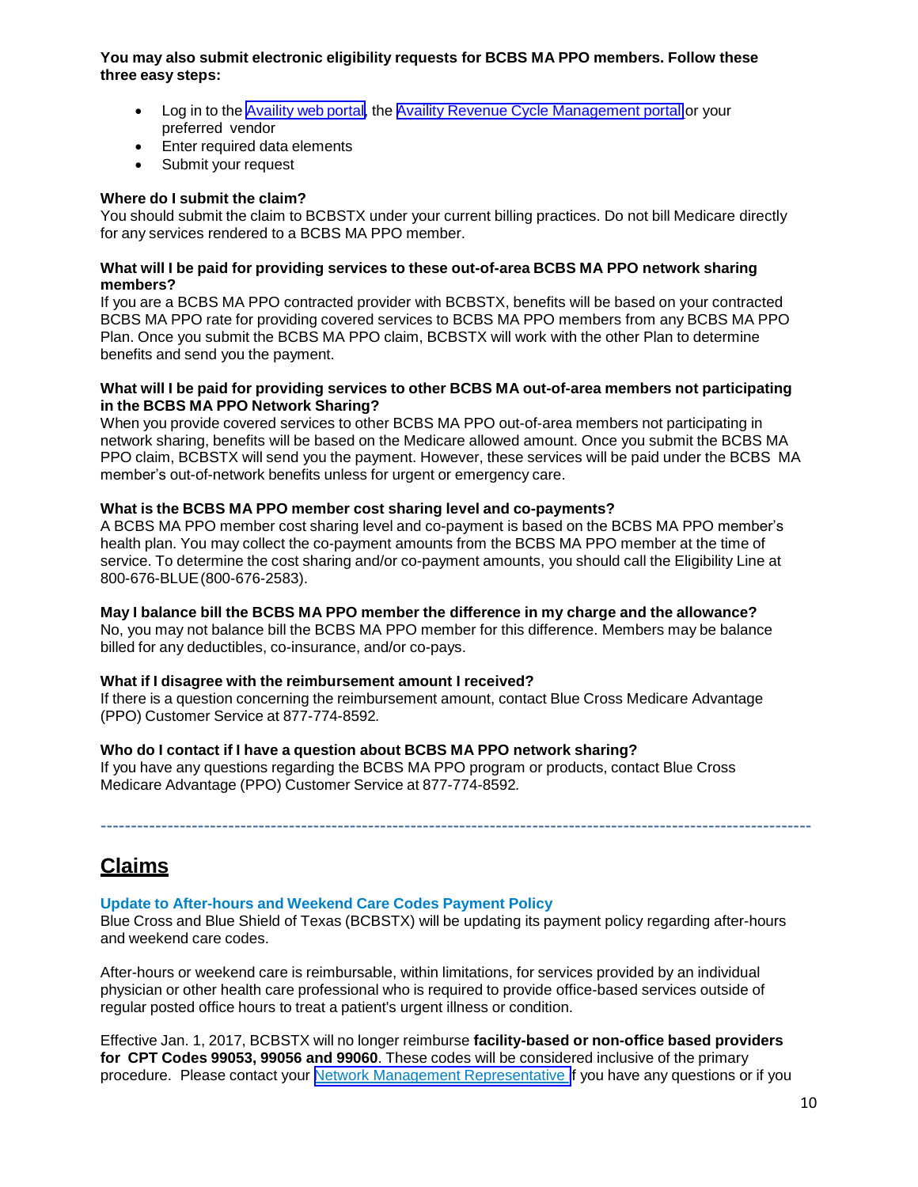**You may also submit electronic eligibility requests for BCBS MA PPO members. Follow these three easy steps:**

- Log in to the Availity web portal, the Availity Revenue Cycle Management portal or your preferred vendor
- Enter required data elements
- Submit your request

**Where do I submit the claim?**
You should submit the claim to BCBSTX under your current billing practices. Do not bill Medicare directly for any services rendered to a BCBS MA PPO member.

**What will I be paid for providing services to these out-of-area BCBS MA PPO network sharing members?**
If you are a BCBS MA PPO contracted provider with BCBSTX, benefits will be based on your contracted BCBS MA PPO rate for providing covered services to BCBS MA PPO members from any BCBS MA PPO Plan. Once you submit the BCBS MA PPO claim, BCBSTX will work with the other Plan to determine benefits and send you the payment.

**What will I be paid for providing services to other BCBS MA out-of-area members not participating in the BCBS MA PPO Network Sharing?**
When you provide covered services to other BCBS MA PPO out-of-area members not participating in network sharing, benefits will be based on the Medicare allowed amount. Once you submit the BCBS MA PPO claim, BCBSTX will send you the payment. However, these services will be paid under the BCBS MA member's out-of-network benefits unless for urgent or emergency care.

**What is the BCBS MA PPO member cost sharing level and co-payments?**
A BCBS MA PPO member cost sharing level and co-payment is based on the BCBS MA PPO member's health plan. You may collect the co-payment amounts from the BCBS MA PPO member at the time of service. To determine the cost sharing and/or co-payment amounts, you should call the Eligibility Line at 800-676-BLUE (800-676-2583).

**May I balance bill the BCBS MA PPO member the difference in my charge and the allowance?**
No, you may not balance bill the BCBS MA PPO member for this difference. Members may be balance billed for any deductibles, co-insurance, and/or co-pays.

**What if I disagree with the reimbursement amount I received?**
If there is a question concerning the reimbursement amount, contact Blue Cross Medicare Advantage (PPO) Customer Service at 877-774-8592.

**Who do I contact if I have a question about BCBS MA PPO network sharing?**
If you have any questions regarding the BCBS MA PPO program or products, contact Blue Cross Medicare Advantage (PPO) Customer Service at 877-774-8592.

---

# Claims

### Update to After-hours and Weekend Care Codes Payment Policy

Blue Cross and Blue Shield of Texas (BCBSTX) will be updating its payment policy regarding after-hours and weekend care codes.

After-hours or weekend care is reimbursable, within limitations, for services provided by an individual physician or other health care professional who is required to provide office-based services outside of regular posted office hours to treat a patient's urgent illness or condition.

Effective Jan. 1, 2017, BCBSTX will no longer reimburse **facility-based or non-office based providers for CPT Codes 99053, 99056 and 99060**. These codes will be considered inclusive of the primary procedure. Please contact your Network Management Representative if you have any questions or if you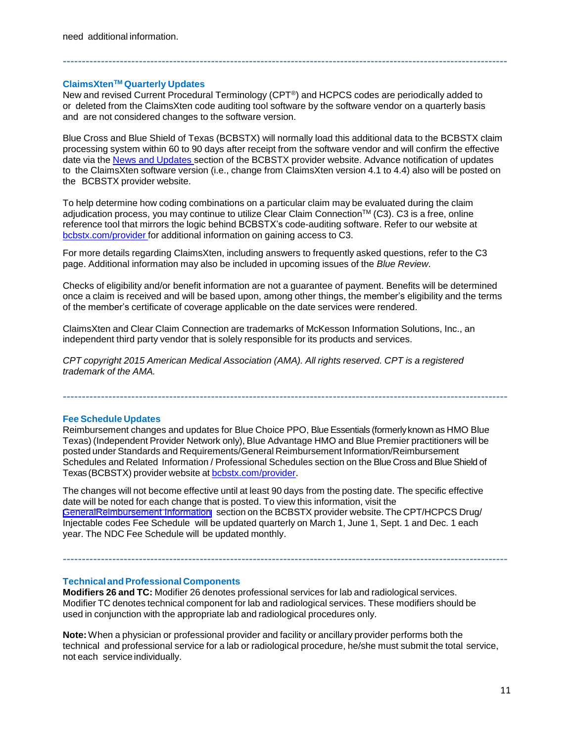need additional information.

---

### ClaimsXten™ Quarterly Updates

New and revised Current Procedural Terminology (CPT®) and HCPCS codes are periodically added to or deleted from the ClaimsXten code auditing tool software by the software vendor on a quarterly basis and are not considered changes to the software version.

Blue Cross and Blue Shield of Texas (BCBSTX) will normally load this additional data to the BCBSTX claim processing system within 60 to 90 days after receipt from the software vendor and will confirm the effective date via the News and Updates section of the BCBSTX provider website. Advance notification of updates to the ClaimsXten software version (i.e., change from ClaimsXten version 4.1 to 4.4) also will be posted on the BCBSTX provider website.

To help determine how coding combinations on a particular claim may be evaluated during the claim adjudication process, you may continue to utilize Clear Claim Connection™ (C3). C3 is a free, online reference tool that mirrors the logic behind BCBSTX's code-auditing software. Refer to our website at bcbstx.com/provider for additional information on gaining access to C3.

For more details regarding ClaimsXten, including answers to frequently asked questions, refer to the C3 page. Additional information may also be included in upcoming issues of the *Blue Review*.

Checks of eligibility and/or benefit information are not a guarantee of payment. Benefits will be determined once a claim is received and will be based upon, among other things, the member's eligibility and the terms of the member's certificate of coverage applicable on the date services were rendered.

ClaimsXten and Clear Claim Connection are trademarks of McKesson Information Solutions, Inc., an independent third party vendor that is solely responsible for its products and services.

*CPT copyright 2015 American Medical Association (AMA). All rights reserved. CPT is a registered trademark of the AMA.*

---

### Fee Schedule Updates

Reimbursement changes and updates for Blue Choice PPO, Blue Essentials (formerly known as HMO Blue Texas) (Independent Provider Network only), Blue Advantage HMO and Blue Premier practitioners will be posted under Standards and Requirements/General Reimbursement Information/Reimbursement Schedules and Related Information / Professional Schedules section on the Blue Cross and Blue Shield of Texas (BCBSTX) provider website at bcbstx.com/provider.

The changes will not become effective until at least 90 days from the posting date. The specific effective date will be noted for each change that is posted. To view this information, visit the General Reimbursement Information section on the BCBSTX provider website. The CPT/HCPCS Drug/ Injectable codes Fee Schedule will be updated quarterly on March 1, June 1, Sept. 1 and Dec. 1 each year. The NDC Fee Schedule will be updated monthly.

---

### Technical and Professional Components

**Modifiers 26 and TC:** Modifier 26 denotes professional services for lab and radiological services. Modifier TC denotes technical component for lab and radiological services. These modifiers should be used in conjunction with the appropriate lab and radiological procedures only.

**Note:** When a physician or professional provider and facility or ancillary provider performs both the technical and professional service for a lab or radiological procedure, he/she must submit the total service, not each service individually.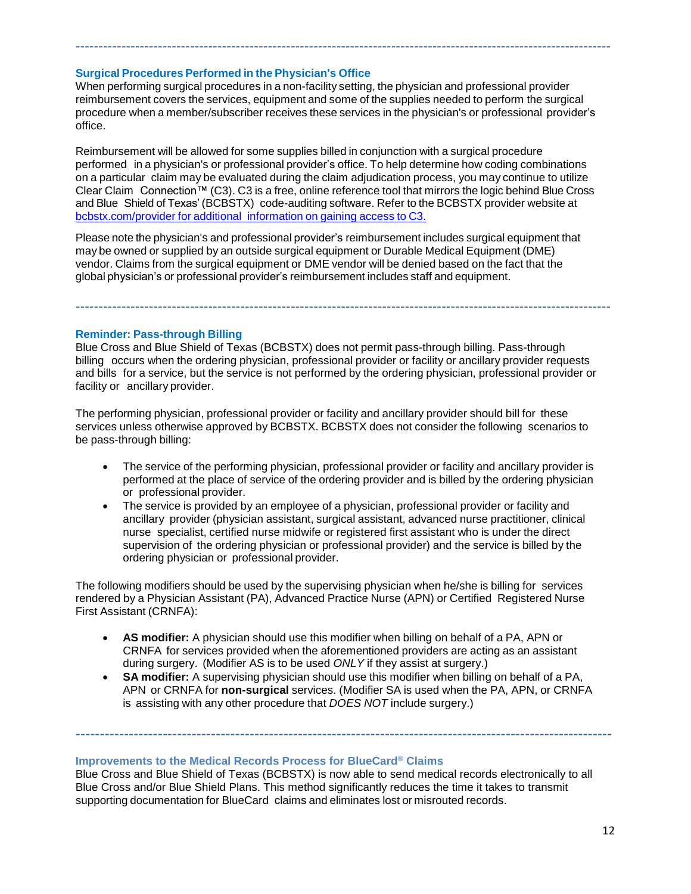---

### Surgical Procedures Performed in the Physician's Office

When performing surgical procedures in a non-facility setting, the physician and professional provider reimbursement covers the services, equipment and some of the supplies needed to perform the surgical procedure when a member/subscriber receives these services in the physician's or professional provider's office.

Reimbursement will be allowed for some supplies billed in conjunction with a surgical procedure performed in a physician's or professional provider's office. To help determine how coding combinations on a particular claim may be evaluated during the claim adjudication process, you may continue to utilize Clear Claim Connection™ (C3). C3 is a free, online reference tool that mirrors the logic behind Blue Cross and Blue Shield of Texas' (BCBSTX) code-auditing software. Refer to the BCBSTX provider website at bcbstx.com/provider for additional information on gaining access to C3.

Please note the physician's and professional provider's reimbursement includes surgical equipment that may be owned or supplied by an outside surgical equipment or Durable Medical Equipment (DME) vendor. Claims from the surgical equipment or DME vendor will be denied based on the fact that the global physician's or professional provider's reimbursement includes staff and equipment.

---

### Reminder: Pass-through Billing

Blue Cross and Blue Shield of Texas (BCBSTX) does not permit pass-through billing. Pass-through billing occurs when the ordering physician, professional provider or facility or ancillary provider requests and bills for a service, but the service is not performed by the ordering physician, professional provider or facility or ancillary provider.

The performing physician, professional provider or facility and ancillary provider should bill for these services unless otherwise approved by BCBSTX. BCBSTX does not consider the following scenarios to be pass-through billing:

- The service of the performing physician, professional provider or facility and ancillary provider is performed at the place of service of the ordering provider and is billed by the ordering physician or professional provider.
- The service is provided by an employee of a physician, professional provider or facility and ancillary provider (physician assistant, surgical assistant, advanced nurse practitioner, clinical nurse specialist, certified nurse midwife or registered first assistant who is under the direct supervision of the ordering physician or professional provider) and the service is billed by the ordering physician or professional provider.

The following modifiers should be used by the supervising physician when he/she is billing for services rendered by a Physician Assistant (PA), Advanced Practice Nurse (APN) or Certified Registered Nurse First Assistant (CRNFA):

- **AS modifier:** A physician should use this modifier when billing on behalf of a PA, APN or CRNFA for services provided when the aforementioned providers are acting as an assistant during surgery. (Modifier AS is to be used *ONLY* if they assist at surgery.)
- **SA modifier:** A supervising physician should use this modifier when billing on behalf of a PA, APN or CRNFA for **non-surgical** services. (Modifier SA is used when the PA, APN, or CRNFA is assisting with any other procedure that *DOES NOT* include surgery.)

---

### Improvements to the Medical Records Process for BlueCard® Claims

Blue Cross and Blue Shield of Texas (BCBSTX) is now able to send medical records electronically to all Blue Cross and/or Blue Shield Plans. This method significantly reduces the time it takes to transmit supporting documentation for BlueCard claims and eliminates lost or misrouted records.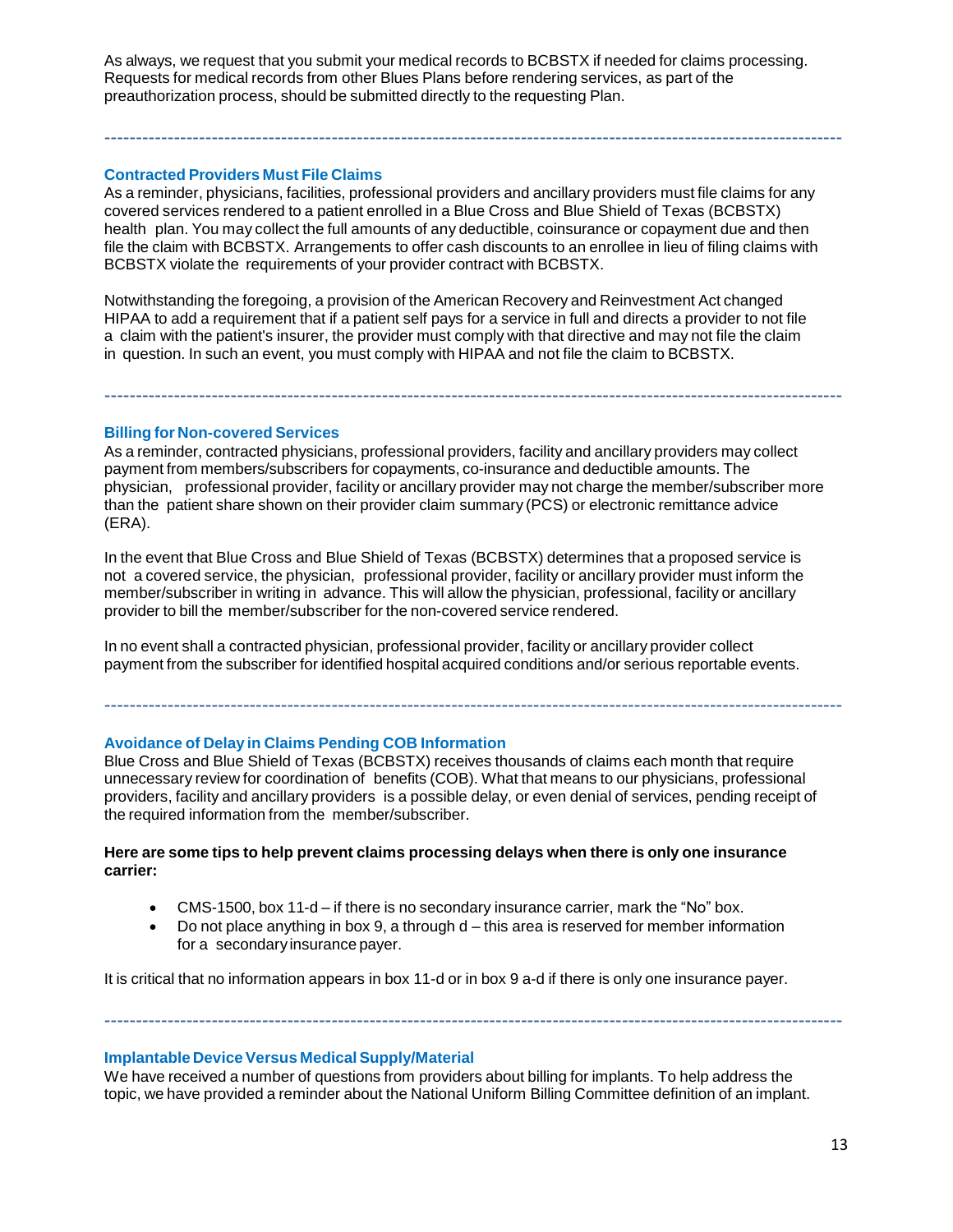As always, we request that you submit your medical records to BCBSTX if needed for claims processing. Requests for medical records from other Blues Plans before rendering services, as part of the preauthorization process, should be submitted directly to the requesting Plan.

---

### Contracted Providers Must File Claims

As a reminder, physicians, facilities, professional providers and ancillary providers must file claims for any covered services rendered to a patient enrolled in a Blue Cross and Blue Shield of Texas (BCBSTX) health plan. You may collect the full amounts of any deductible, coinsurance or copayment due and then file the claim with BCBSTX. Arrangements to offer cash discounts to an enrollee in lieu of filing claims with BCBSTX violate the requirements of your provider contract with BCBSTX.

Notwithstanding the foregoing, a provision of the American Recovery and Reinvestment Act changed HIPAA to add a requirement that if a patient self pays for a service in full and directs a provider to not file a claim with the patient's insurer, the provider must comply with that directive and may not file the claim in question. In such an event, you must comply with HIPAA and not file the claim to BCBSTX.

---

### Billing for Non-covered Services

As a reminder, contracted physicians, professional providers, facility and ancillary providers may collect payment from members/subscribers for copayments, co-insurance and deductible amounts. The physician, professional provider, facility or ancillary provider may not charge the member/subscriber more than the patient share shown on their provider claim summary (PCS) or electronic remittance advice (ERA).

In the event that Blue Cross and Blue Shield of Texas (BCBSTX) determines that a proposed service is not a covered service, the physician, professional provider, facility or ancillary provider must inform the member/subscriber in writing in advance. This will allow the physician, professional, facility or ancillary provider to bill the member/subscriber for the non-covered service rendered.

In no event shall a contracted physician, professional provider, facility or ancillary provider collect payment from the subscriber for identified hospital acquired conditions and/or serious reportable events.

---

### Avoidance of Delay in Claims Pending COB Information

Blue Cross and Blue Shield of Texas (BCBSTX) receives thousands of claims each month that require unnecessary review for coordination of benefits (COB). What that means to our physicians, professional providers, facility and ancillary providers is a possible delay, or even denial of services, pending receipt of the required information from the member/subscriber.

**Here are some tips to help prevent claims processing delays when there is only one insurance carrier:**

- CMS-1500, box 11-d – if there is no secondary insurance carrier, mark the "No" box.
- Do not place anything in box 9, a through d – this area is reserved for member information for a secondary insurance payer.

It is critical that no information appears in box 11-d or in box 9 a-d if there is only one insurance payer.

---

### Implantable Device Versus Medical Supply/Material

We have received a number of questions from providers about billing for implants. To help address the topic, we have provided a reminder about the National Uniform Billing Committee definition of an implant.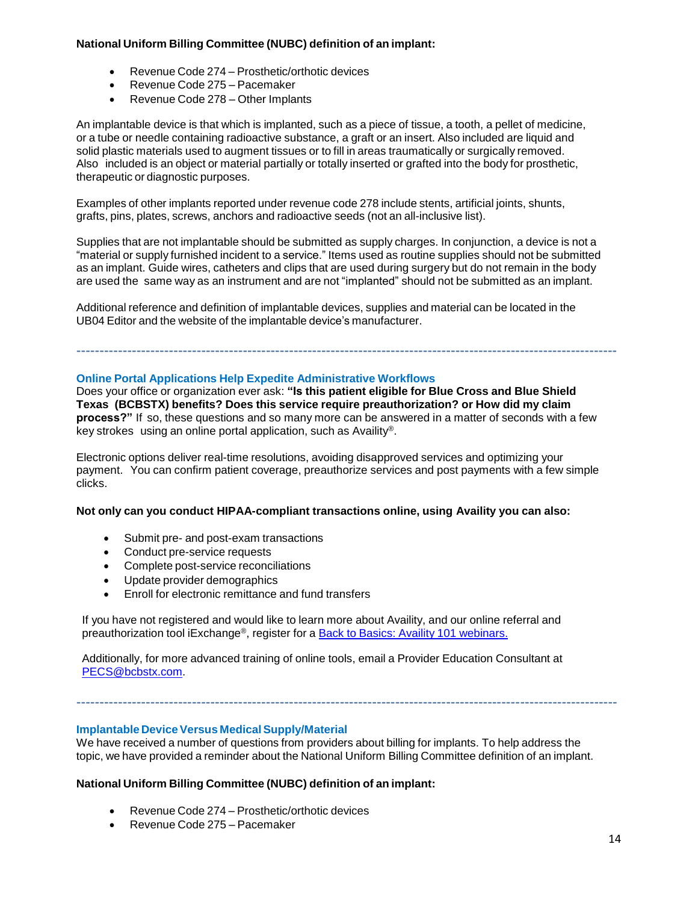**National Uniform Billing Committee (NUBC) definition of an implant:**

- Revenue Code 274 – Prosthetic/orthotic devices
- Revenue Code 275 – Pacemaker
- Revenue Code 278 – Other Implants

An implantable device is that which is implanted, such as a piece of tissue, a tooth, a pellet of medicine, or a tube or needle containing radioactive substance, a graft or an insert. Also included are liquid and solid plastic materials used to augment tissues or to fill in areas traumatically or surgically removed. Also included is an object or material partially or totally inserted or grafted into the body for prosthetic, therapeutic or diagnostic purposes.

Examples of other implants reported under revenue code 278 include stents, artificial joints, shunts, grafts, pins, plates, screws, anchors and radioactive seeds (not an all-inclusive list).

Supplies that are not implantable should be submitted as supply charges. In conjunction, a device is not a "material or supply furnished incident to a service." Items used as routine supplies should not be submitted as an implant. Guide wires, catheters and clips that are used during surgery but do not remain in the body are used the same way as an instrument and are not "implanted" should not be submitted as an implant.

Additional reference and definition of implantable devices, supplies and material can be located in the UB04 Editor and the website of the implantable device's manufacturer.

---

## Online Portal Applications Help Expedite Administrative Workflows

Does your office or organization ever ask: **"Is this patient eligible for Blue Cross and Blue Shield Texas (BCBSTX) benefits? Does this service require preauthorization? or How did my claim process?"** If so, these questions and so many more can be answered in a matter of seconds with a few key strokes using an online portal application, such as Availity®.

Electronic options deliver real-time resolutions, avoiding disapproved services and optimizing your payment. You can confirm patient coverage, preauthorize services and post payments with a few simple clicks.

**Not only can you conduct HIPAA-compliant transactions online, using Availity you can also:**

- Submit pre- and post-exam transactions
- Conduct pre-service requests
- Complete post-service reconciliations
- Update provider demographics
- Enroll for electronic remittance and fund transfers

If you have not registered and would like to learn more about Availity, and our online referral and preauthorization tool iExchange®, register for a [Back to Basics: Availity 101 webinars.]()

Additionally, for more advanced training of online tools, email a Provider Education Consultant at [PECS@bcbstx.com]().

---

## Implantable Device Versus Medical Supply/Material

We have received a number of questions from providers about billing for implants. To help address the topic, we have provided a reminder about the National Uniform Billing Committee definition of an implant.

**National Uniform Billing Committee (NUBC) definition of an implant:**

- Revenue Code 274 – Prosthetic/orthotic devices
- Revenue Code 275 – Pacemaker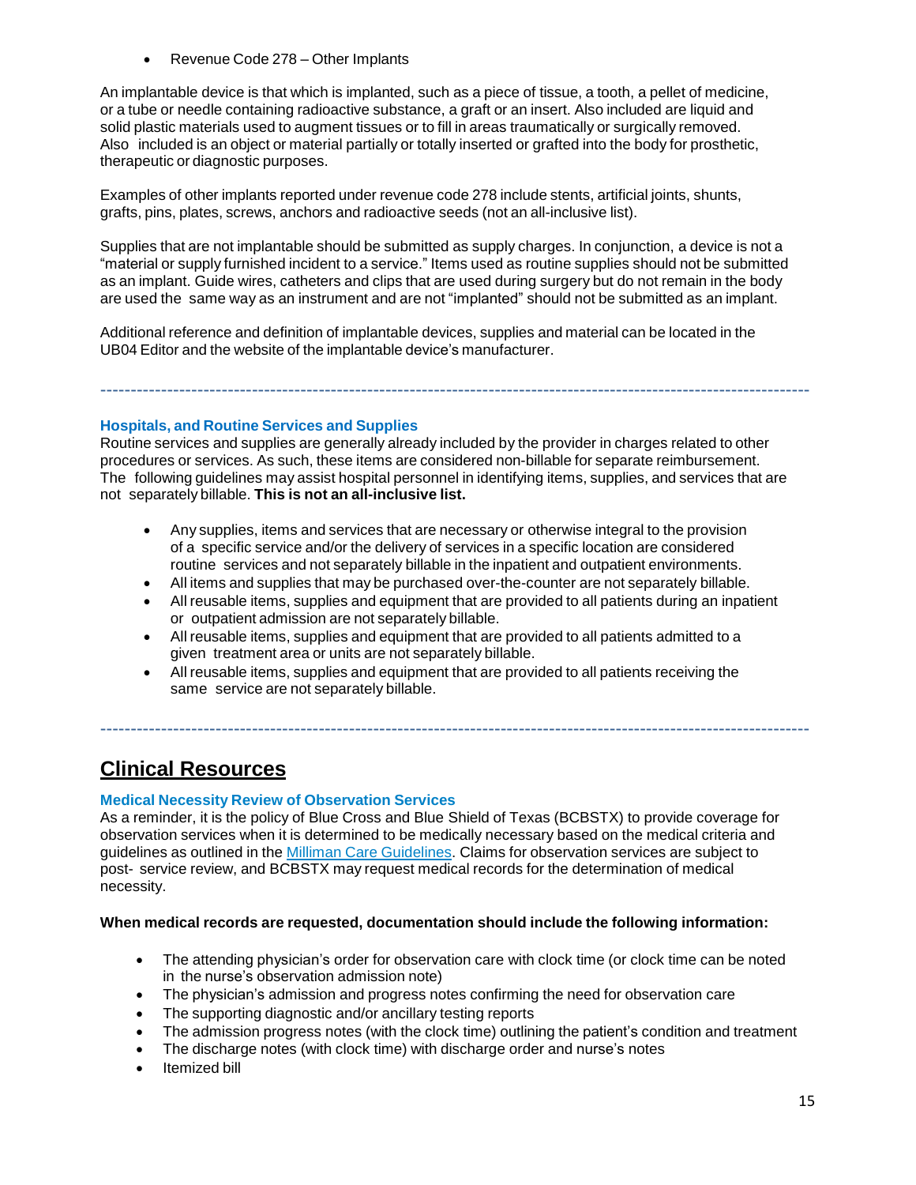- Revenue Code 278 – Other Implants

An implantable device is that which is implanted, such as a piece of tissue, a tooth, a pellet of medicine, or a tube or needle containing radioactive substance, a graft or an insert. Also included are liquid and solid plastic materials used to augment tissues or to fill in areas traumatically or surgically removed. Also included is an object or material partially or totally inserted or grafted into the body for prosthetic, therapeutic or diagnostic purposes.

Examples of other implants reported under revenue code 278 include stents, artificial joints, shunts, grafts, pins, plates, screws, anchors and radioactive seeds (not an all-inclusive list).

Supplies that are not implantable should be submitted as supply charges. In conjunction, a device is not a "material or supply furnished incident to a service." Items used as routine supplies should not be submitted as an implant. Guide wires, catheters and clips that are used during surgery but do not remain in the body are used the same way as an instrument and are not "implanted" should not be submitted as an implant.

Additional reference and definition of implantable devices, supplies and material can be located in the UB04 Editor and the website of the implantable device's manufacturer.

---

### Hospitals, and Routine Services and Supplies

Routine services and supplies are generally already included by the provider in charges related to other procedures or services. As such, these items are considered non-billable for separate reimbursement. The following guidelines may assist hospital personnel in identifying items, supplies, and services that are not separately billable. **This is not an all-inclusive list.**

- Any supplies, items and services that are necessary or otherwise integral to the provision of a specific service and/or the delivery of services in a specific location are considered routine services and not separately billable in the inpatient and outpatient environments.
- All items and supplies that may be purchased over-the-counter are not separately billable.
- All reusable items, supplies and equipment that are provided to all patients during an inpatient or outpatient admission are not separately billable.
- All reusable items, supplies and equipment that are provided to all patients admitted to a given treatment area or units are not separately billable.
- All reusable items, supplies and equipment that are provided to all patients receiving the same service are not separately billable.

---

## Clinical Resources

### Medical Necessity Review of Observation Services

As a reminder, it is the policy of Blue Cross and Blue Shield of Texas (BCBSTX) to provide coverage for observation services when it is determined to be medically necessary based on the medical criteria and guidelines as outlined in the Milliman Care Guidelines. Claims for observation services are subject to post- service review, and BCBSTX may request medical records for the determination of medical necessity.

**When medical records are requested, documentation should include the following information:**

- The attending physician's order for observation care with clock time (or clock time can be noted in the nurse's observation admission note)
- The physician's admission and progress notes confirming the need for observation care
- The supporting diagnostic and/or ancillary testing reports
- The admission progress notes (with the clock time) outlining the patient's condition and treatment
- The discharge notes (with clock time) with discharge order and nurse's notes
- Itemized bill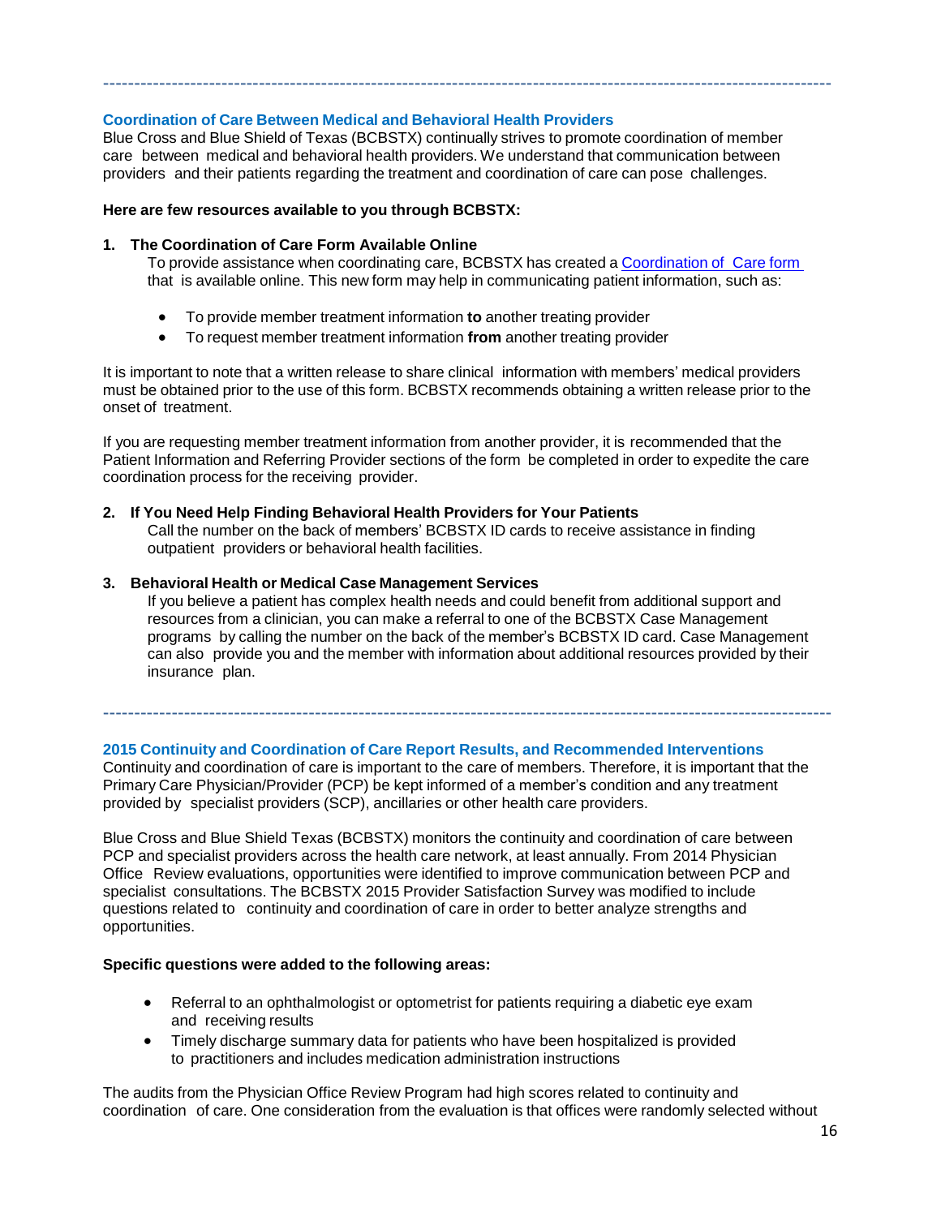---

## Coordination of Care Between Medical and Behavioral Health Providers

Blue Cross and Blue Shield of Texas (BCBSTX) continually strives to promote coordination of member care between medical and behavioral health providers. We understand that communication between providers and their patients regarding the treatment and coordination of care can pose challenges.

**Here are few resources available to you through BCBSTX:**

1. **The Coordination of Care Form Available Online**

   To provide assistance when coordinating care, BCBSTX has created a Coordination of Care form that is available online. This new form may help in communicating patient information, such as:

   - To provide member treatment information **to** another treating provider
   - To request member treatment information **from** another treating provider

It is important to note that a written release to share clinical information with members' medical providers must be obtained prior to the use of this form. BCBSTX recommends obtaining a written release prior to the onset of treatment.

If you are requesting member treatment information from another provider, it is recommended that the Patient Information and Referring Provider sections of the form be completed in order to expedite the care coordination process for the receiving provider.

2. **If You Need Help Finding Behavioral Health Providers for Your Patients**

   Call the number on the back of members' BCBSTX ID cards to receive assistance in finding outpatient providers or behavioral health facilities.

3. **Behavioral Health or Medical Case Management Services**

   If you believe a patient has complex health needs and could benefit from additional support and resources from a clinician, you can make a referral to one of the BCBSTX Case Management programs by calling the number on the back of the member's BCBSTX ID card. Case Management can also provide you and the member with information about additional resources provided by their insurance plan.

---

## 2015 Continuity and Coordination of Care Report Results, and Recommended Interventions

Continuity and coordination of care is important to the care of members. Therefore, it is important that the Primary Care Physician/Provider (PCP) be kept informed of a member's condition and any treatment provided by specialist providers (SCP), ancillaries or other health care providers.

Blue Cross and Blue Shield Texas (BCBSTX) monitors the continuity and coordination of care between PCP and specialist providers across the health care network, at least annually. From 2014 Physician Office Review evaluations, opportunities were identified to improve communication between PCP and specialist consultations. The BCBSTX 2015 Provider Satisfaction Survey was modified to include questions related to continuity and coordination of care in order to better analyze strengths and opportunities.

**Specific questions were added to the following areas:**

- Referral to an ophthalmologist or optometrist for patients requiring a diabetic eye exam and receiving results
- Timely discharge summary data for patients who have been hospitalized is provided to practitioners and includes medication administration instructions

The audits from the Physician Office Review Program had high scores related to continuity and coordination of care. One consideration from the evaluation is that offices were randomly selected without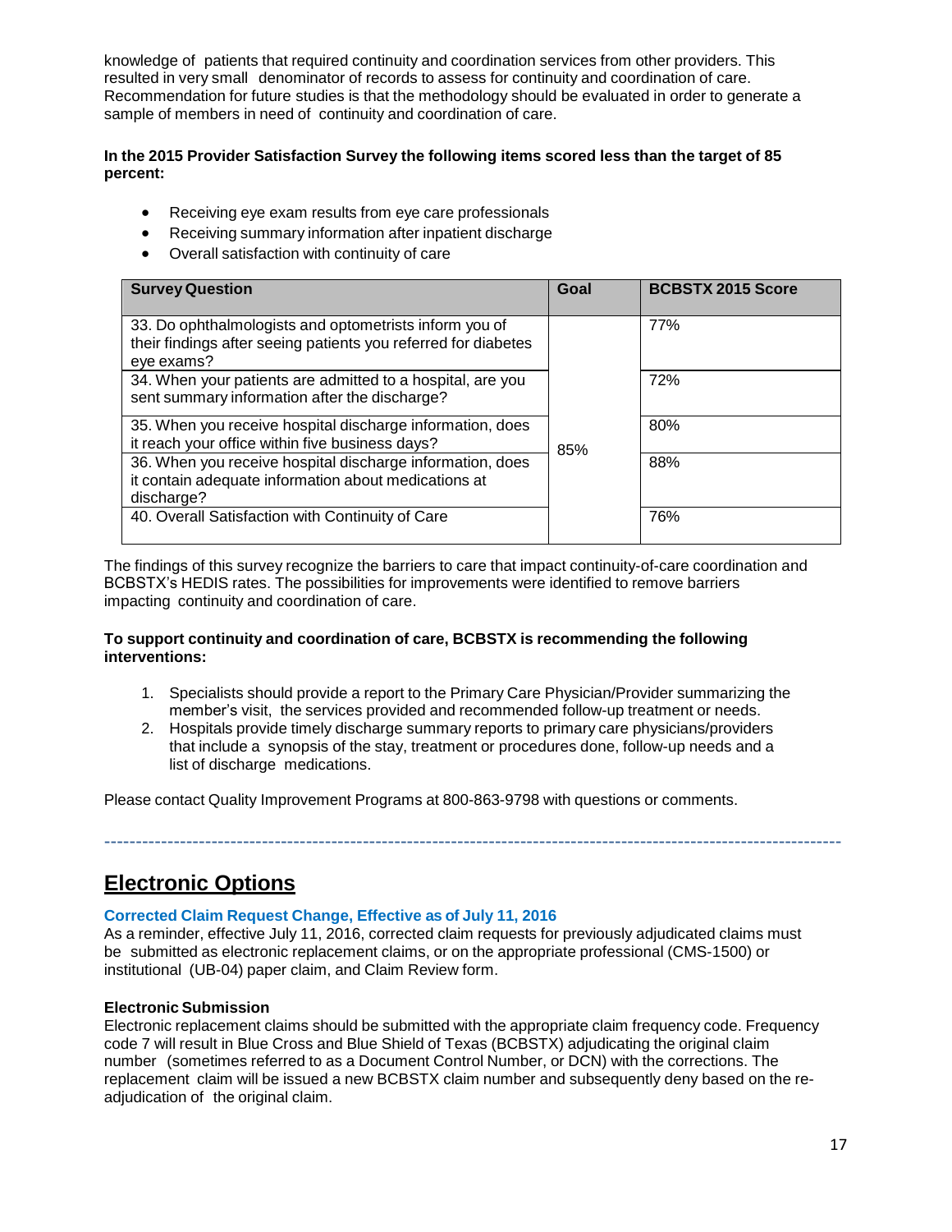knowledge of patients that required continuity and coordination services from other providers. This resulted in very small denominator of records to assess for continuity and coordination of care. Recommendation for future studies is that the methodology should be evaluated in order to generate a sample of members in need of continuity and coordination of care.

**In the 2015 Provider Satisfaction Survey the following items scored less than the target of 85 percent:**

- Receiving eye exam results from eye care professionals
- Receiving summary information after inpatient discharge
- Overall satisfaction with continuity of care

| Survey Question | Goal | BCBSTX 2015 Score |
|---|---|---|
| 33. Do ophthalmologists and optometrists inform you of their findings after seeing patients you referred for diabetes eye exams? | 85% | 77% |
| 34. When your patients are admitted to a hospital, are you sent summary information after the discharge? | | 72% |
| 35. When you receive hospital discharge information, does it reach your office within five business days? | | 80% |
| 36. When you receive hospital discharge information, does it contain adequate information about medications at discharge? | | 88% |
| 40. Overall Satisfaction with Continuity of Care | | 76% |

The findings of this survey recognize the barriers to care that impact continuity-of-care coordination and BCBSTX's HEDIS rates. The possibilities for improvements were identified to remove barriers impacting continuity and coordination of care.

**To support continuity and coordination of care, BCBSTX is recommending the following interventions:**

1. Specialists should provide a report to the Primary Care Physician/Provider summarizing the member's visit, the services provided and recommended follow-up treatment or needs.
2. Hospitals provide timely discharge summary reports to primary care physicians/providers that include a synopsis of the stay, treatment or procedures done, follow-up needs and a list of discharge medications.

Please contact Quality Improvement Programs at 800-863-9798 with questions or comments.

---

## Electronic Options

### Corrected Claim Request Change, Effective as of July 11, 2016

As a reminder, effective July 11, 2016, corrected claim requests for previously adjudicated claims must be submitted as electronic replacement claims, or on the appropriate professional (CMS-1500) or institutional (UB-04) paper claim, and Claim Review form.

**Electronic Submission**

Electronic replacement claims should be submitted with the appropriate claim frequency code. Frequency code 7 will result in Blue Cross and Blue Shield of Texas (BCBSTX) adjudicating the original claim number (sometimes referred to as a Document Control Number, or DCN) with the corrections. The replacement claim will be issued a new BCBSTX claim number and subsequently deny based on the re-adjudication of the original claim.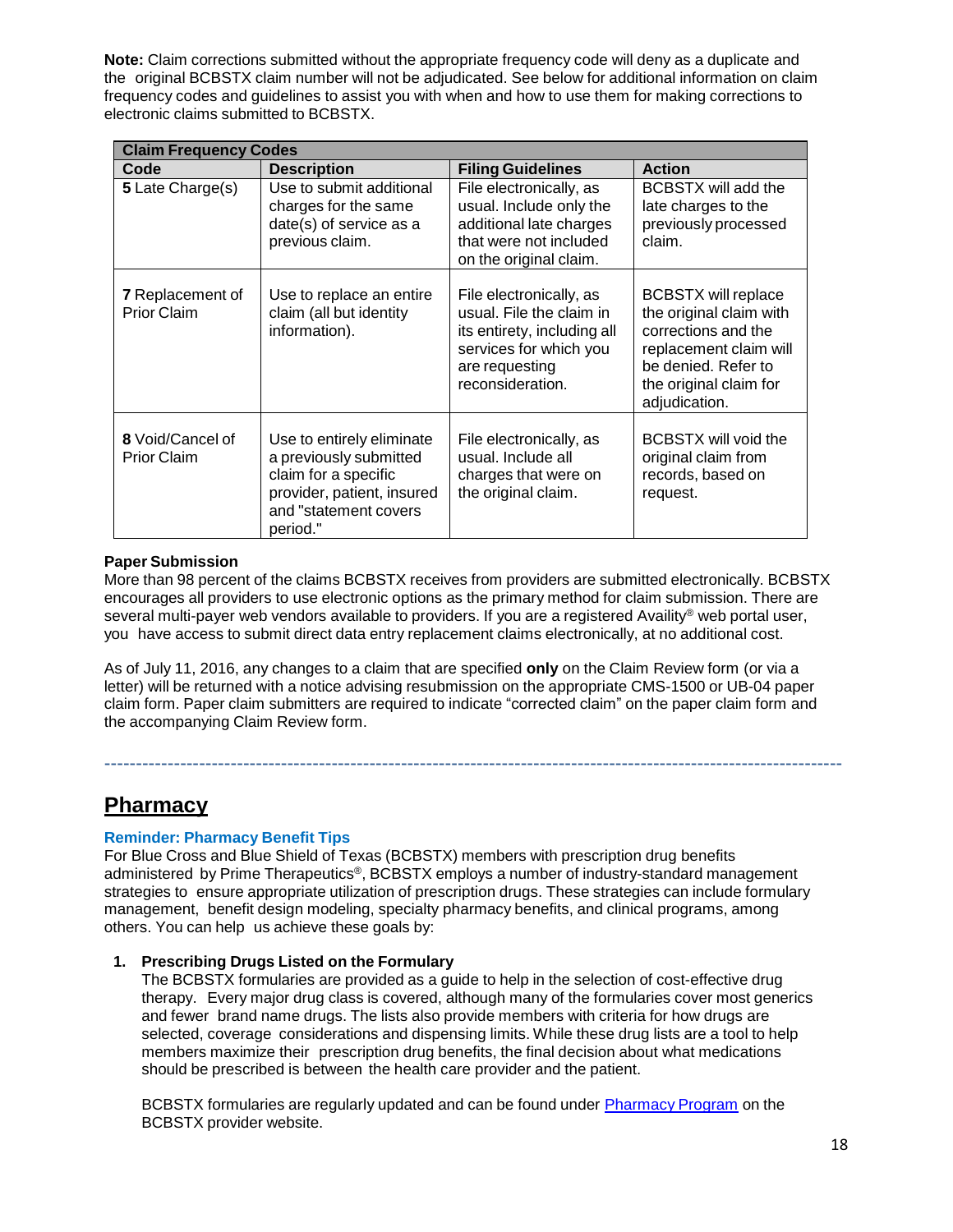**Note:** Claim corrections submitted without the appropriate frequency code will deny as a duplicate and the original BCBSTX claim number will not be adjudicated. See below for additional information on claim frequency codes and guidelines to assist you with when and how to use them for making corrections to electronic claims submitted to BCBSTX.

| **Claim Frequency Codes** | | | |
|---|---|---|---|
| **Code** | **Description** | **Filing Guidelines** | **Action** |
| **5** Late Charge(s) | Use to submit additional charges for the same date(s) of service as a previous claim. | File electronically, as usual. Include only the additional late charges that were not included on the original claim. | BCBSTX will add the late charges to the previously processed claim. |
| **7** Replacement of Prior Claim | Use to replace an entire claim (all but identity information). | File electronically, as usual. File the claim in its entirety, including all services for which you are requesting reconsideration. | BCBSTX will replace the original claim with corrections and the replacement claim will be denied. Refer to the original claim for adjudication. |
| **8** Void/Cancel of Prior Claim | Use to entirely eliminate a previously submitted claim for a specific provider, patient, insured and "statement covers period." | File electronically, as usual. Include all charges that were on the original claim. | BCBSTX will void the original claim from records, based on request. |

**Paper Submission**

More than 98 percent of the claims BCBSTX receives from providers are submitted electronically. BCBSTX encourages all providers to use electronic options as the primary method for claim submission. There are several multi-payer web vendors available to providers. If you are a registered Availity® web portal user, you have access to submit direct data entry replacement claims electronically, at no additional cost.

As of July 11, 2016, any changes to a claim that are specified **only** on the Claim Review form (or via a letter) will be returned with a notice advising resubmission on the appropriate CMS-1500 or UB-04 paper claim form. Paper claim submitters are required to indicate "corrected claim" on the paper claim form and the accompanying Claim Review form.

---

## Pharmacy

### Reminder: Pharmacy Benefit Tips

For Blue Cross and Blue Shield of Texas (BCBSTX) members with prescription drug benefits administered by Prime Therapeutics®, BCBSTX employs a number of industry-standard management strategies to ensure appropriate utilization of prescription drugs. These strategies can include formulary management, benefit design modeling, specialty pharmacy benefits, and clinical programs, among others. You can help us achieve these goals by:

1. **Prescribing Drugs Listed on the Formulary**

   The BCBSTX formularies are provided as a guide to help in the selection of cost-effective drug therapy. Every major drug class is covered, although many of the formularies cover most generics and fewer brand name drugs. The lists also provide members with criteria for how drugs are selected, coverage considerations and dispensing limits. While these drug lists are a tool to help members maximize their prescription drug benefits, the final decision about what medications should be prescribed is between the health care provider and the patient.

   BCBSTX formularies are regularly updated and can be found under Pharmacy Program on the BCBSTX provider website.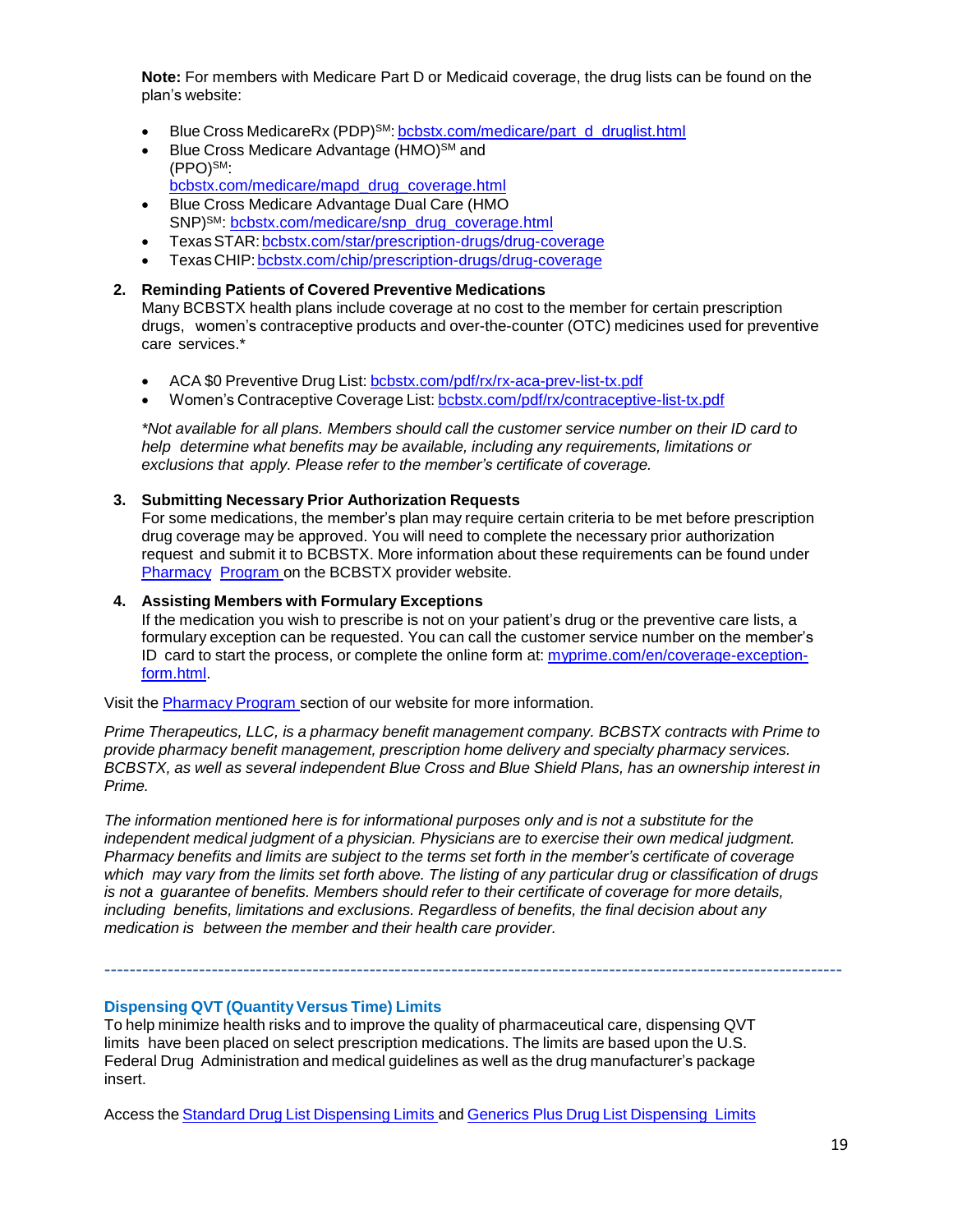**Note:** For members with Medicare Part D or Medicaid coverage, the drug lists can be found on the plan's website:

- Blue Cross MedicareRx (PDP)SM: bcbstx.com/medicare/part_d_druglist.html
- Blue Cross Medicare Advantage (HMO)SM and (PPO)SM: bcbstx.com/medicare/mapd_drug_coverage.html
- Blue Cross Medicare Advantage Dual Care (HMO SNP)SM: bcbstx.com/medicare/snp_drug_coverage.html
- Texas STAR: bcbstx.com/star/prescription-drugs/drug-coverage
- Texas CHIP: bcbstx.com/chip/prescription-drugs/drug-coverage

2. **Reminding Patients of Covered Preventive Medications**
   Many BCBSTX health plans include coverage at no cost to the member for certain prescription drugs, women's contraceptive products and over-the-counter (OTC) medicines used for preventive care services.*

   - ACA $0 Preventive Drug List: bcbstx.com/pdf/rx/rx-aca-prev-list-tx.pdf
   - Women's Contraceptive Coverage List: bcbstx.com/pdf/rx/contraceptive-list-tx.pdf

   *\*Not available for all plans. Members should call the customer service number on their ID card to help determine what benefits may be available, including any requirements, limitations or exclusions that apply. Please refer to the member's certificate of coverage.*

3. **Submitting Necessary Prior Authorization Requests**
   For some medications, the member's plan may require certain criteria to be met before prescription drug coverage may be approved. You will need to complete the necessary prior authorization request and submit it to BCBSTX. More information about these requirements can be found under Pharmacy Program on the BCBSTX provider website.

4. **Assisting Members with Formulary Exceptions**
   If the medication you wish to prescribe is not on your patient's drug or the preventive care lists, a formulary exception can be requested. You can call the customer service number on the member's ID card to start the process, or complete the online form at: myprime.com/en/coverage-exception-form.html.

Visit the Pharmacy Program section of our website for more information.

*Prime Therapeutics, LLC, is a pharmacy benefit management company. BCBSTX contracts with Prime to provide pharmacy benefit management, prescription home delivery and specialty pharmacy services. BCBSTX, as well as several independent Blue Cross and Blue Shield Plans, has an ownership interest in Prime.*

*The information mentioned here is for informational purposes only and is not a substitute for the independent medical judgment of a physician. Physicians are to exercise their own medical judgment. Pharmacy benefits and limits are subject to the terms set forth in the member's certificate of coverage which may vary from the limits set forth above. The listing of any particular drug or classification of drugs is not a guarantee of benefits. Members should refer to their certificate of coverage for more details, including benefits, limitations and exclusions. Regardless of benefits, the final decision about any medication is between the member and their health care provider.*

---

### Dispensing QVT (Quantity Versus Time) Limits

To help minimize health risks and to improve the quality of pharmaceutical care, dispensing QVT limits have been placed on select prescription medications. The limits are based upon the U.S. Federal Drug Administration and medical guidelines as well as the drug manufacturer's package insert.

Access the Standard Drug List Dispensing Limits and Generics Plus Drug List Dispensing Limits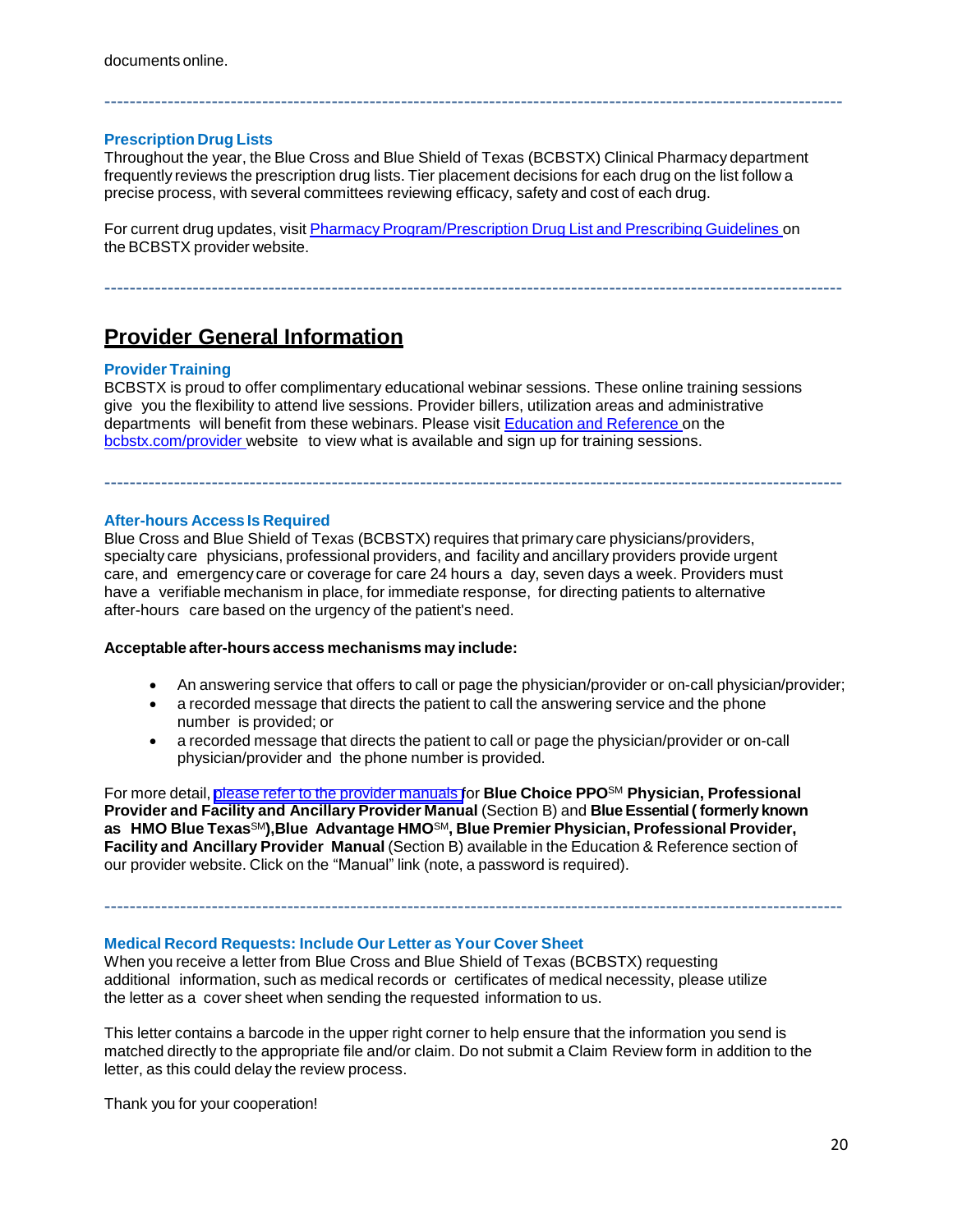documents online.

---

### Prescription Drug Lists

Throughout the year, the Blue Cross and Blue Shield of Texas (BCBSTX) Clinical Pharmacy department frequently reviews the prescription drug lists. Tier placement decisions for each drug on the list follow a precise process, with several committees reviewing efficacy, safety and cost of each drug.

For current drug updates, visit Pharmacy Program/Prescription Drug List and Prescribing Guidelines on the BCBSTX provider website.

---

## Provider General Information

### Provider Training

BCBSTX is proud to offer complimentary educational webinar sessions. These online training sessions give you the flexibility to attend live sessions. Provider billers, utilization areas and administrative departments will benefit from these webinars. Please visit Education and Reference on the bcbstx.com/provider website to view what is available and sign up for training sessions.

---

### After-hours Access Is Required

Blue Cross and Blue Shield of Texas (BCBSTX) requires that primary care physicians/providers, specialty care physicians, professional providers, and facility and ancillary providers provide urgent care, and emergency care or coverage for care 24 hours a day, seven days a week. Providers must have a verifiable mechanism in place, for immediate response, for directing patients to alternative after-hours care based on the urgency of the patient's need.

**Acceptable after-hours access mechanisms may include:**

- An answering service that offers to call or page the physician/provider or on-call physician/provider;
- a recorded message that directs the patient to call the answering service and the phone number is provided; or
- a recorded message that directs the patient to call or page the physician/provider or on-call physician/provider and the phone number is provided.

For more detail, please refer to the provider manuals for **Blue Choice PPO℠ Physician, Professional Provider and Facility and Ancillary Provider Manual** (Section B) and **Blue Essential ( formerly known as HMO Blue Texas℠),Blue Advantage HMO℠, Blue Premier Physician, Professional Provider, Facility and Ancillary Provider Manual** (Section B) available in the Education & Reference section of our provider website. Click on the "Manual" link (note, a password is required).

---

### Medical Record Requests: Include Our Letter as Your Cover Sheet

When you receive a letter from Blue Cross and Blue Shield of Texas (BCBSTX) requesting additional information, such as medical records or certificates of medical necessity, please utilize the letter as a cover sheet when sending the requested information to us.

This letter contains a barcode in the upper right corner to help ensure that the information you send is matched directly to the appropriate file and/or claim. Do not submit a Claim Review form in addition to the letter, as this could delay the review process.

Thank you for your cooperation!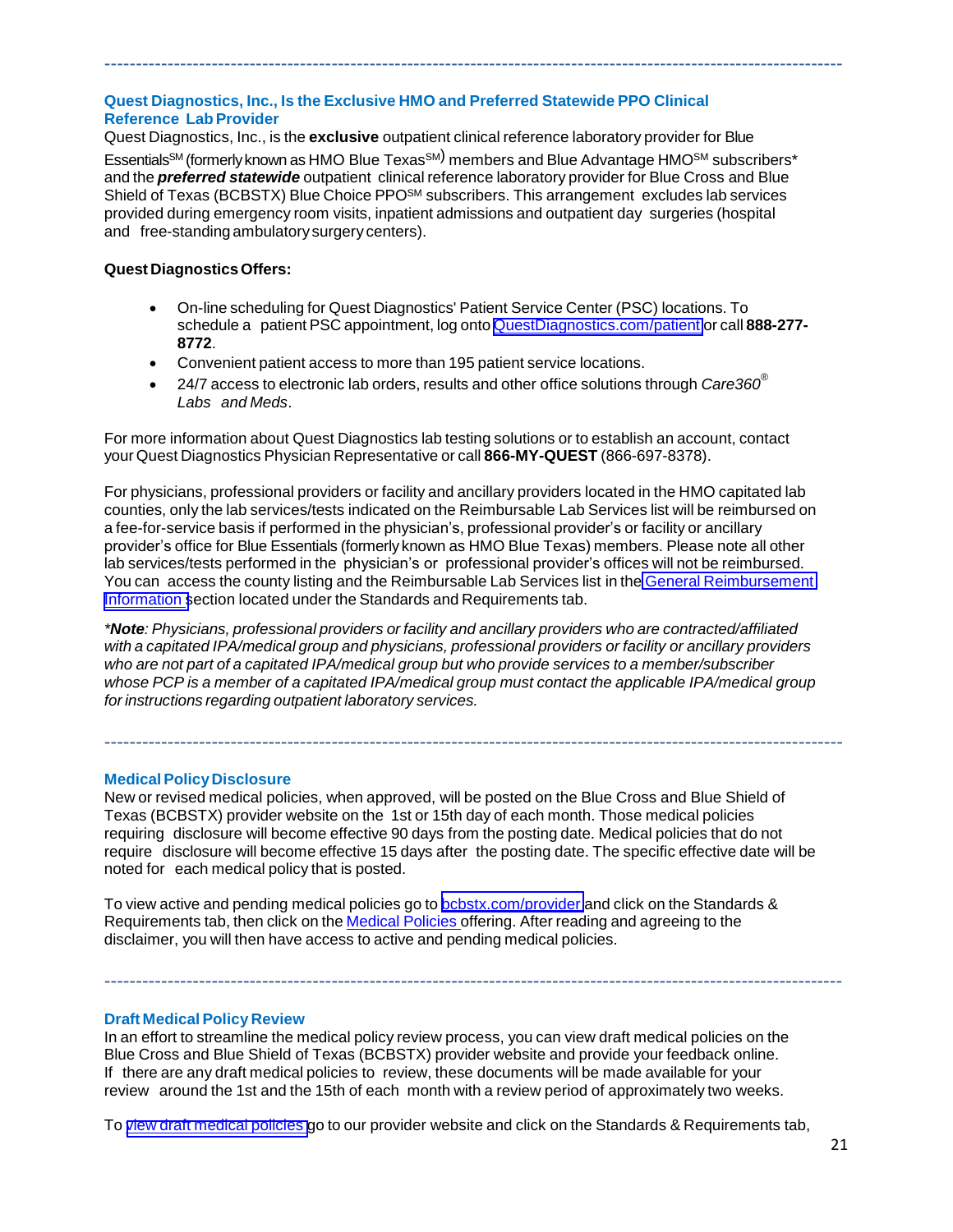---

## Quest Diagnostics, Inc., Is the Exclusive HMO and Preferred Statewide PPO Clinical Reference Lab Provider

Quest Diagnostics, Inc., is the **exclusive** outpatient clinical reference laboratory provider for Blue Essentials℠ (formerly known as HMO Blue Texas℠) members and Blue Advantage HMO℠ subscribers* and the ***preferred statewide*** outpatient clinical reference laboratory provider for Blue Cross and Blue Shield of Texas (BCBSTX) Blue Choice PPO℠ subscribers. This arrangement excludes lab services provided during emergency room visits, inpatient admissions and outpatient day surgeries (hospital and free-standing ambulatory surgery centers).

**Quest Diagnostics Offers:**

- On-line scheduling for Quest Diagnostics' Patient Service Center (PSC) locations. To schedule a patient PSC appointment, log onto [QuestDiagnostics.com/patient](QuestDiagnostics.com/patient) or call **888-277-8772**.
- Convenient patient access to more than 195 patient service locations.
- 24/7 access to electronic lab orders, results and other office solutions through *Care360® Labs and Meds*.

For more information about Quest Diagnostics lab testing solutions or to establish an account, contact your Quest Diagnostics Physician Representative or call **866-MY-QUEST** (866-697-8378).

For physicians, professional providers or facility and ancillary providers located in the HMO capitated lab counties, only the lab services/tests indicated on the Reimbursable Lab Services list will be reimbursed on a fee-for-service basis if performed in the physician's, professional provider's or facility or ancillary provider's office for Blue Essentials (formerly known as HMO Blue Texas) members. Please note all other lab services/tests performed in the physician's or professional provider's offices will not be reimbursed. You can access the county listing and the Reimbursable Lab Services list in the General Reimbursement Information section located under the Standards and Requirements tab.

**Note*: Physicians, professional providers or facility and ancillary providers who are contracted/affiliated with a capitated IPA/medical group and physicians, professional providers or facility or ancillary providers who are not part of a capitated IPA/medical group but who provide services to a member/subscriber whose PCP is a member of a capitated IPA/medical group must contact the applicable IPA/medical group for instructions regarding outpatient laboratory services.*

---

## Medical Policy Disclosure

New or revised medical policies, when approved, will be posted on the Blue Cross and Blue Shield of Texas (BCBSTX) provider website on the 1st or 15th day of each month. Those medical policies requiring disclosure will become effective 90 days from the posting date. Medical policies that do not require disclosure will become effective 15 days after the posting date. The specific effective date will be noted for each medical policy that is posted.

To view active and pending medical policies go to [bcbstx.com/provider](bcbstx.com/provider) and click on the Standards & Requirements tab, then click on the Medical Policies offering. After reading and agreeing to the disclaimer, you will then have access to active and pending medical policies.

---

## Draft Medical Policy Review

In an effort to streamline the medical policy review process, you can view draft medical policies on the Blue Cross and Blue Shield of Texas (BCBSTX) provider website and provide your feedback online. If there are any draft medical policies to review, these documents will be made available for your review around the 1st and the 15th of each month with a review period of approximately two weeks.

To view draft medical policies go to our provider website and click on the Standards & Requirements tab,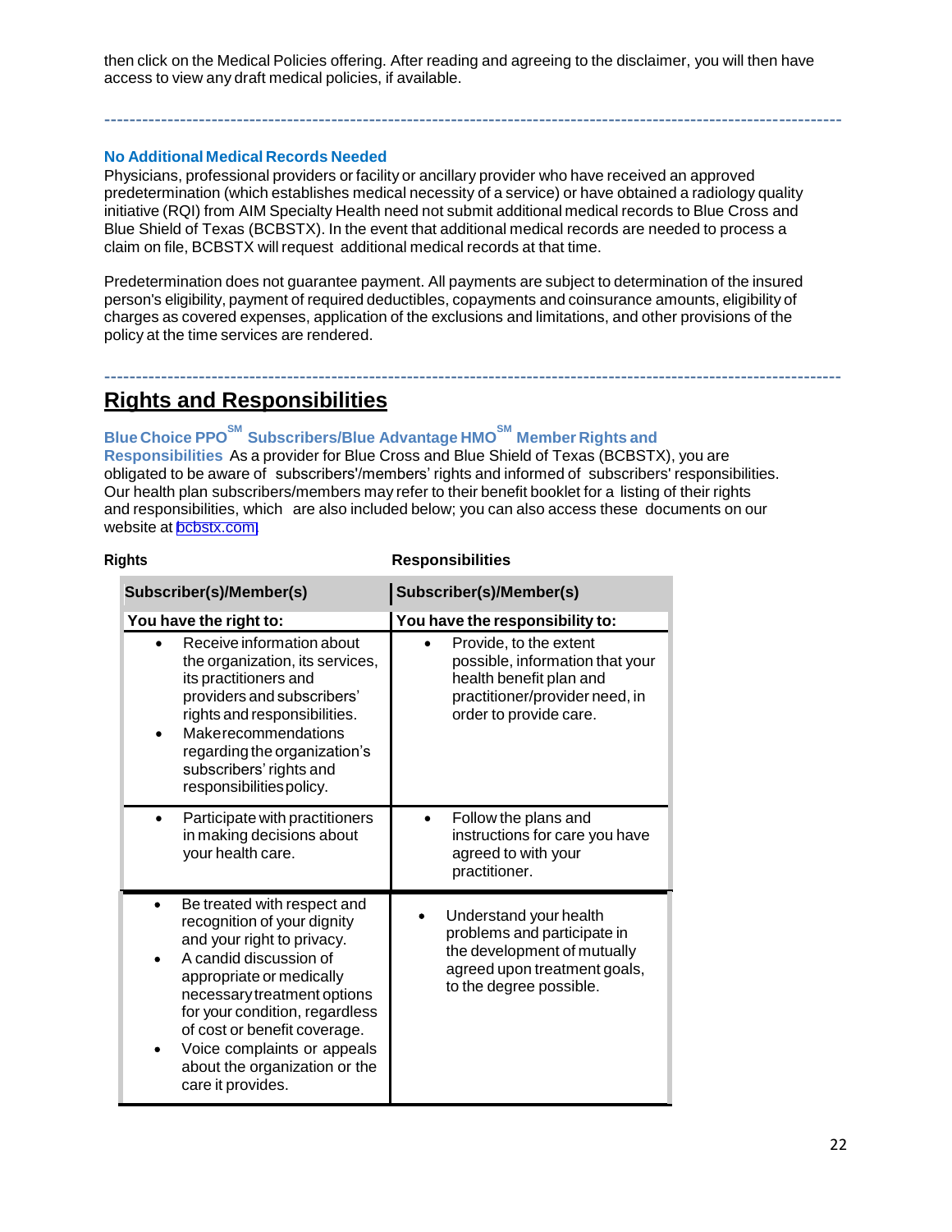then click on the Medical Policies offering. After reading and agreeing to the disclaimer, you will then have access to view any draft medical policies, if available.

---

### No Additional Medical Records Needed

Physicians, professional providers or facility or ancillary provider who have received an approved predetermination (which establishes medical necessity of a service) or have obtained a radiology quality initiative (RQI) from AIM Specialty Health need not submit additional medical records to Blue Cross and Blue Shield of Texas (BCBSTX). In the event that additional medical records are needed to process a claim on file, BCBSTX will request additional medical records at that time.

Predetermination does not guarantee payment. All payments are subject to determination of the insured person's eligibility, payment of required deductibles, copayments and coinsurance amounts, eligibility of charges as covered expenses, application of the exclusions and limitations, and other provisions of the policy at the time services are rendered.

---

## Rights and Responsibilities

**Blue Choice PPO[SM] Subscribers/Blue Advantage HMO[SM] Member Rights and Responsibilities** As a provider for Blue Cross and Blue Shield of Texas (BCBSTX), you are obligated to be aware of subscribers'/members' rights and informed of subscribers' responsibilities. Our health plan subscribers/members may refer to their benefit booklet for a listing of their rights and responsibilities, which are also included below; you can also access these documents on our website at bcbstx.com.

| Rights | Responsibilities |
|---|---|
| **Subscriber(s)/Member(s)** | **Subscriber(s)/Member(s)** |
| **You have the right to:** | **You have the responsibility to:** |
| • Receive information about the organization, its services, its practitioners and providers and subscribers' rights and responsibilities.<br>• Makerecommendations regarding the organization's subscribers' rights and responsibilities policy. | • Provide, to the extent possible, information that your health benefit plan and practitioner/provider need, in order to provide care. |
| • Participate with practitioners in making decisions about your health care. | • Follow the plans and instructions for care you have agreed to with your practitioner. |
| • Be treated with respect and recognition of your dignity and your right to privacy.<br>• A candid discussion of appropriate or medically necessary treatment options for your condition, regardless of cost or benefit coverage.<br>• Voice complaints or appeals about the organization or the care it provides. | • Understand your health problems and participate in the development of mutually agreed upon treatment goals, to the degree possible. |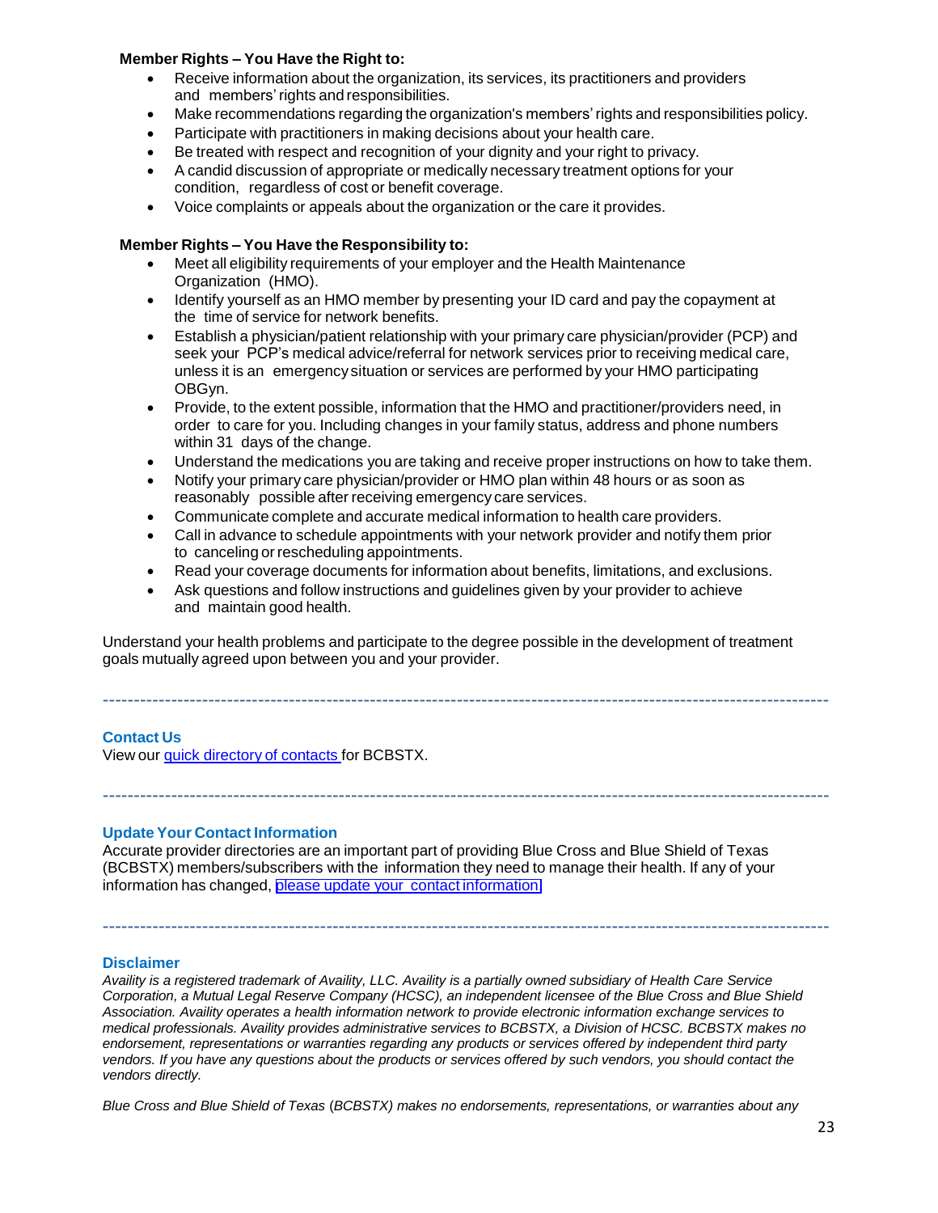**Member Rights – You Have the Right to:**

- Receive information about the organization, its services, its practitioners and providers and members' rights and responsibilities.
- Make recommendations regarding the organization's members' rights and responsibilities policy.
- Participate with practitioners in making decisions about your health care.
- Be treated with respect and recognition of your dignity and your right to privacy.
- A candid discussion of appropriate or medically necessary treatment options for your condition, regardless of cost or benefit coverage.
- Voice complaints or appeals about the organization or the care it provides.

**Member Rights – You Have the Responsibility to:**

- Meet all eligibility requirements of your employer and the Health Maintenance Organization (HMO).
- Identify yourself as an HMO member by presenting your ID card and pay the copayment at the time of service for network benefits.
- Establish a physician/patient relationship with your primary care physician/provider (PCP) and seek your PCP's medical advice/referral for network services prior to receiving medical care, unless it is an emergency situation or services are performed by your HMO participating OBGyn.
- Provide, to the extent possible, information that the HMO and practitioner/providers need, in order to care for you. Including changes in your family status, address and phone numbers within 31 days of the change.
- Understand the medications you are taking and receive proper instructions on how to take them.
- Notify your primary care physician/provider or HMO plan within 48 hours or as soon as reasonably possible after receiving emergency care services.
- Communicate complete and accurate medical information to health care providers.
- Call in advance to schedule appointments with your network provider and notify them prior to canceling or rescheduling appointments.
- Read your coverage documents for information about benefits, limitations, and exclusions.
- Ask questions and follow instructions and guidelines given by your provider to achieve and maintain good health.

Understand your health problems and participate to the degree possible in the development of treatment goals mutually agreed upon between you and your provider.

---

### Contact Us

View our quick directory of contacts for BCBSTX.

---

### Update Your Contact Information

Accurate provider directories are an important part of providing Blue Cross and Blue Shield of Texas (BCBSTX) members/subscribers with the information they need to manage their health. If any of your information has changed, please update your contact information.

---

### Disclaimer

*Availity is a registered trademark of Availity, LLC. Availity is a partially owned subsidiary of Health Care Service Corporation, a Mutual Legal Reserve Company (HCSC), an independent licensee of the Blue Cross and Blue Shield Association. Availity operates a health information network to provide electronic information exchange services to medical professionals. Availity provides administrative services to BCBSTX, a Division of HCSC. BCBSTX makes no endorsement, representations or warranties regarding any products or services offered by independent third party vendors. If you have any questions about the products or services offered by such vendors, you should contact the vendors directly.*

*Blue Cross and Blue Shield of Texas (BCBSTX) makes no endorsements, representations, or warranties about any*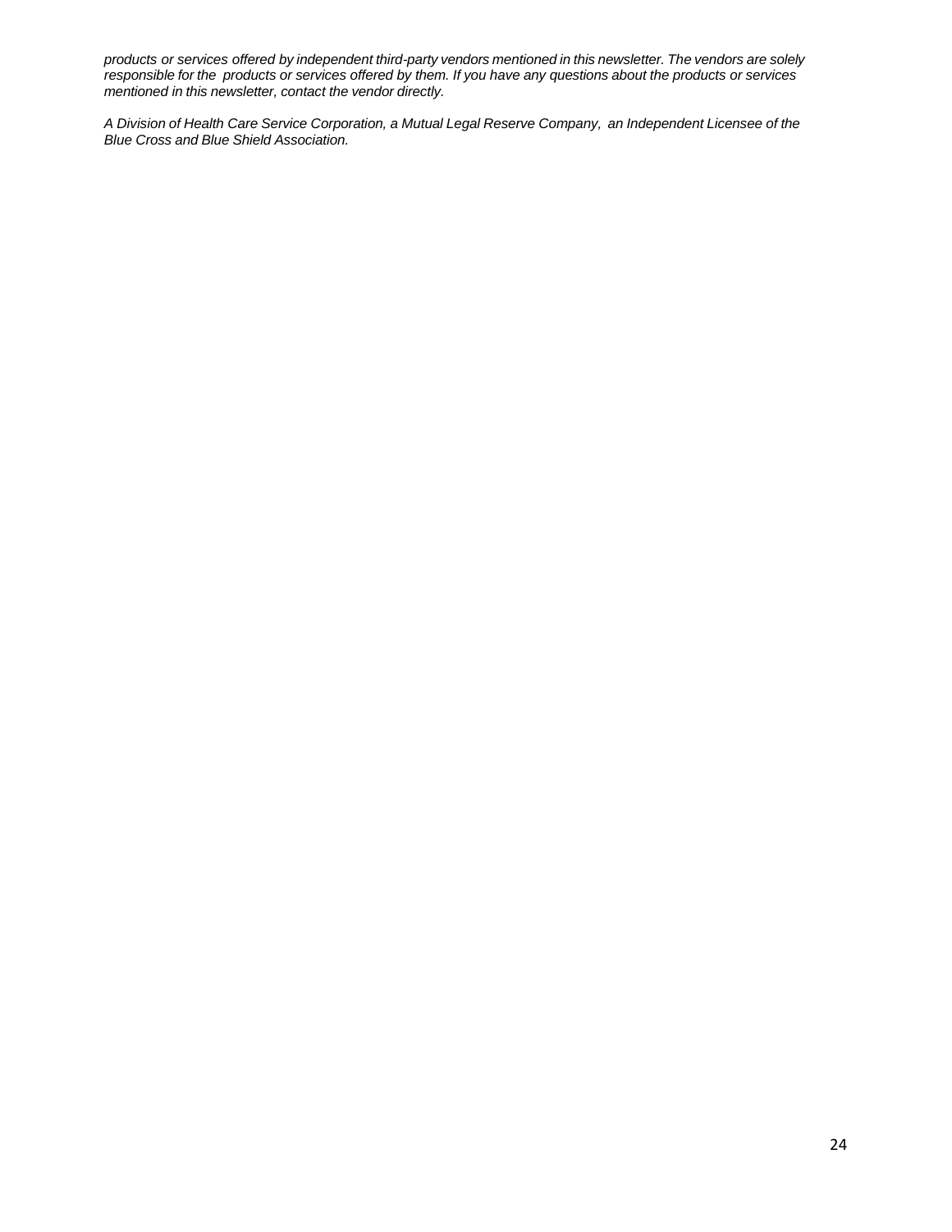*products or services offered by independent third-party vendors mentioned in this newsletter. The vendors are solely responsible for the products or services offered by them. If you have any questions about the products or services mentioned in this newsletter, contact the vendor directly.*

*A Division of Health Care Service Corporation, a Mutual Legal Reserve Company, an Independent Licensee of the Blue Cross and Blue Shield Association.*